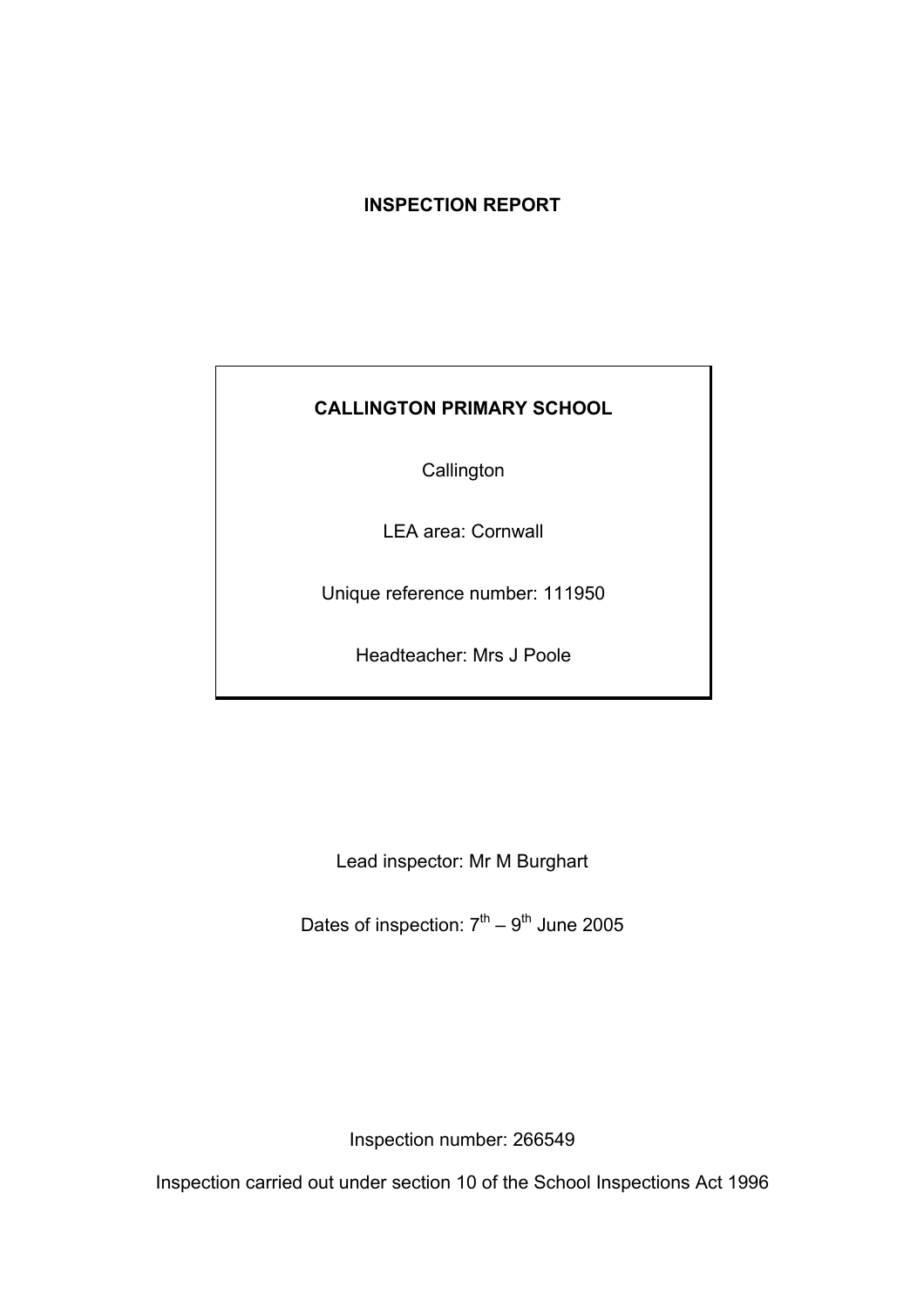# INSPECTION REPORT

**CALLINGTON PRIMARY SCHOOL**

Callington

LEA area: Cornwall

Unique reference number: 111950

Headteacher: Mrs J Poole

Lead inspector: Mr M Burghart

Dates of inspection: $7^{th}$ – $9^{th}$ June 2005

Inspection number: 266549

Inspection carried out under section 10 of the School Inspections Act 1996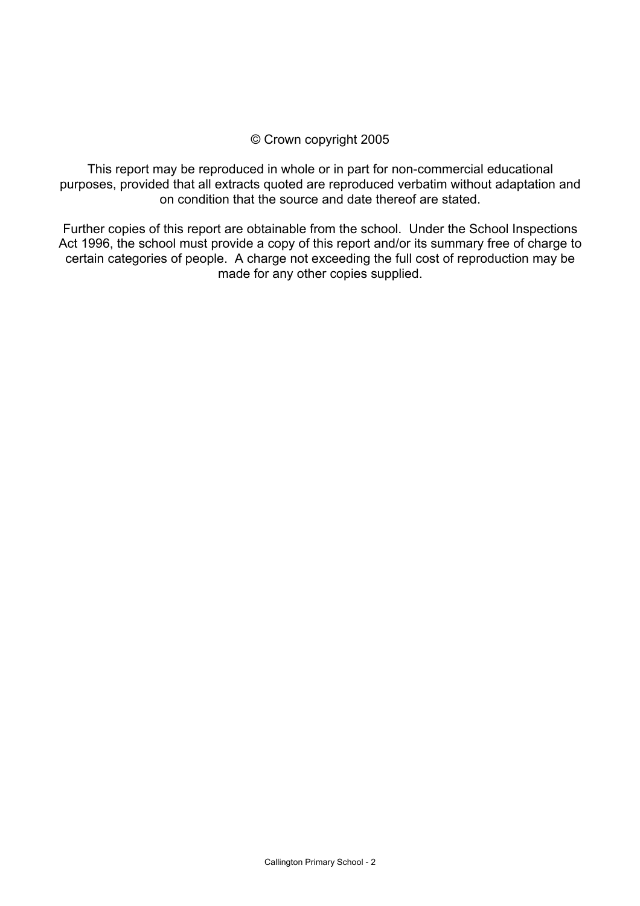© Crown copyright 2005

This report may be reproduced in whole or in part for non-commercial educational purposes, provided that all extracts quoted are reproduced verbatim without adaptation and on condition that the source and date thereof are stated.

Further copies of this report are obtainable from the school. Under the School Inspections Act 1996, the school must provide a copy of this report and/or its summary free of charge to certain categories of people. A charge not exceeding the full cost of reproduction may be made for any other copies supplied.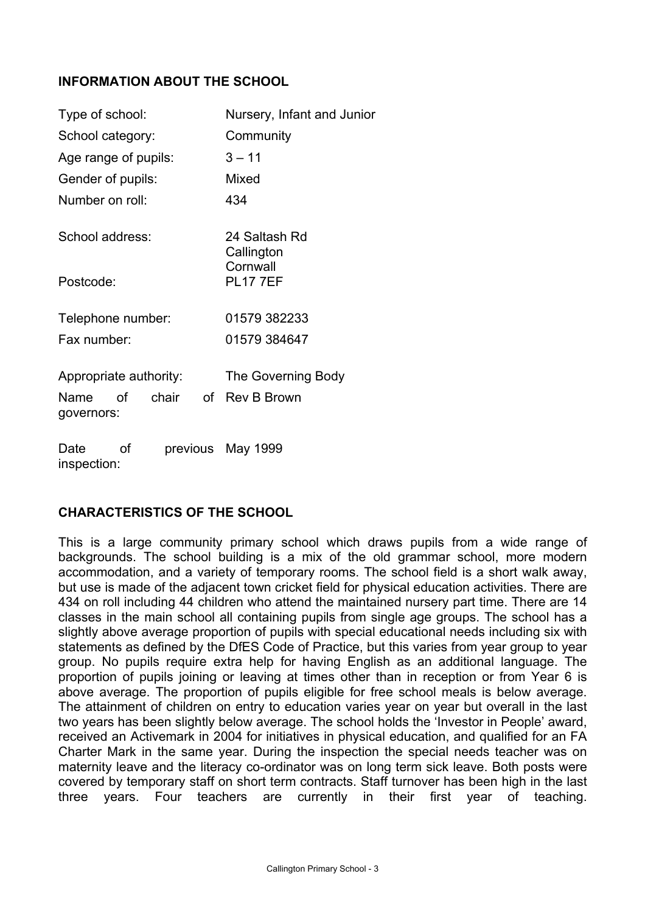## INFORMATION ABOUT THE SCHOOL

| | |
|---|---|
| Type of school: | Nursery, Infant and Junior |
| School category: | Community |
| Age range of pupils: | 3 – 11 |
| Gender of pupils: | Mixed |
| Number on roll: | 434 |
| School address: | 24 Saltash Rd<br>Callington<br>Cornwall |
| Postcode: | PL17 7EF |
| Telephone number: | 01579 382233 |
| Fax number: | 01579 384647 |
| Appropriate authority: | The Governing Body |
| Name of chair of governors: | Rev B Brown |
| Date of previous inspection: | May 1999 |

## CHARACTERISTICS OF THE SCHOOL

This is a large community primary school which draws pupils from a wide range of backgrounds. The school building is a mix of the old grammar school, more modern accommodation, and a variety of temporary rooms. The school field is a short walk away, but use is made of the adjacent town cricket field for physical education activities. There are 434 on roll including 44 children who attend the maintained nursery part time. There are 14 classes in the main school all containing pupils from single age groups. The school has a slightly above average proportion of pupils with special educational needs including six with statements as defined by the DfES Code of Practice, but this varies from year group to year group. No pupils require extra help for having English as an additional language. The proportion of pupils joining or leaving at times other than in reception or from Year 6 is above average. The proportion of pupils eligible for free school meals is below average. The attainment of children on entry to education varies year on year but overall in the last two years has been slightly below average. The school holds the 'Investor in People' award, received an Activemark in 2004 for initiatives in physical education, and qualified for an FA Charter Mark in the same year. During the inspection the special needs teacher was on maternity leave and the literacy co-ordinator was on long term sick leave. Both posts were covered by temporary staff on short term contracts. Staff turnover has been high in the last three years. Four teachers are currently in their first year of teaching.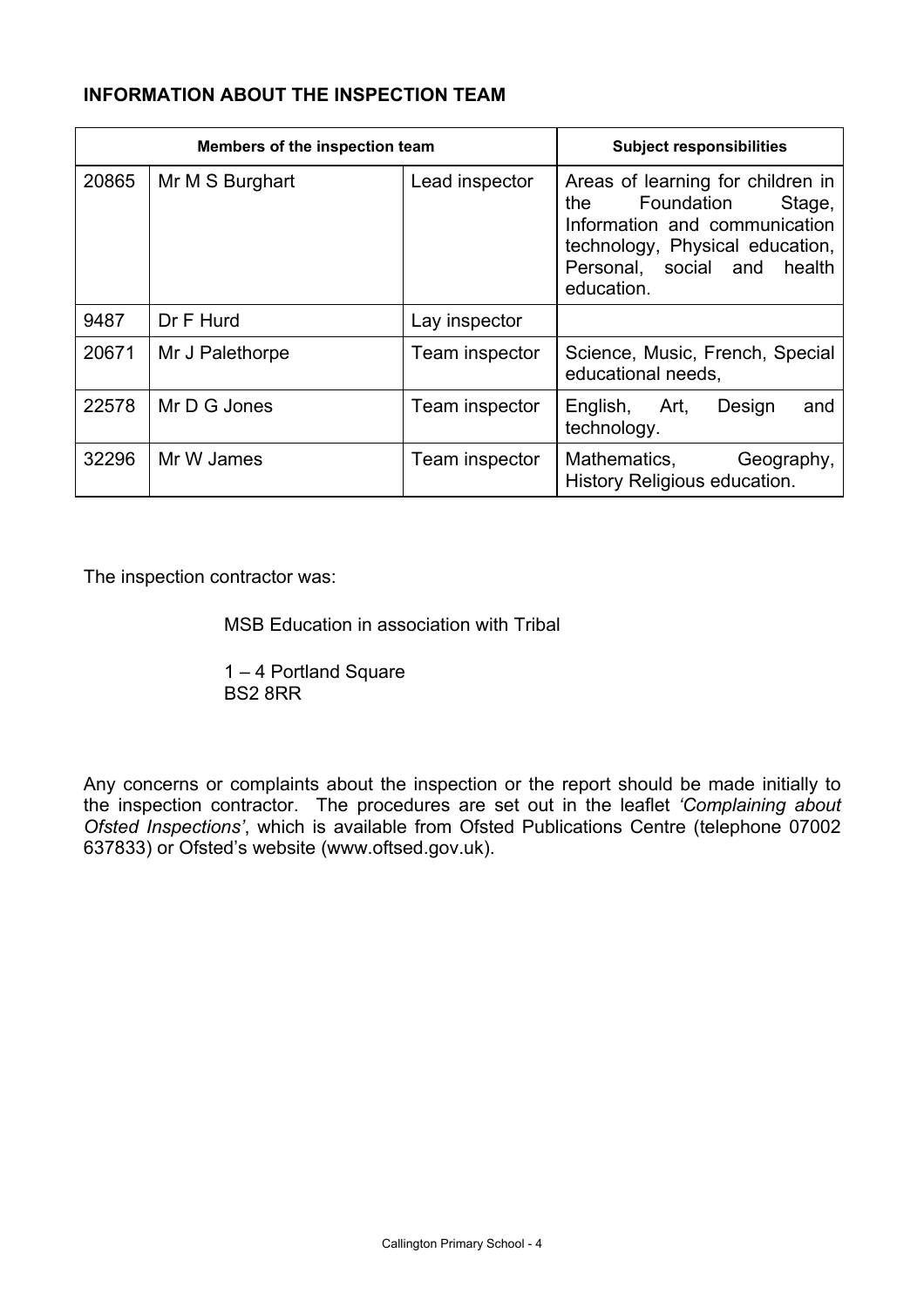**INFORMATION ABOUT THE INSPECTION TEAM**

| Members of the inspection team | | | Subject responsibilities |
|---|---|---|---|
| 20865 | Mr M S Burghart | Lead inspector | Areas of learning for children in the Foundation Stage, Information and communication technology, Physical education, Personal, social and health education. |
| 9487 | Dr F Hurd | Lay inspector | |
| 20671 | Mr J Palethorpe | Team inspector | Science, Music, French, Special educational needs, |
| 22578 | Mr D G Jones | Team inspector | English, Art, Design and technology. |
| 32296 | Mr W James | Team inspector | Mathematics, Geography, History Religious education. |

The inspection contractor was:

MSB Education in association with Tribal

1 – 4 Portland Square
BS2 8RR

Any concerns or complaints about the inspection or the report should be made initially to the inspection contractor. The procedures are set out in the leaflet *'Complaining about Ofsted Inspections'*, which is available from Ofsted Publications Centre (telephone 07002 637833) or Ofsted's website (www.oftsed.gov.uk).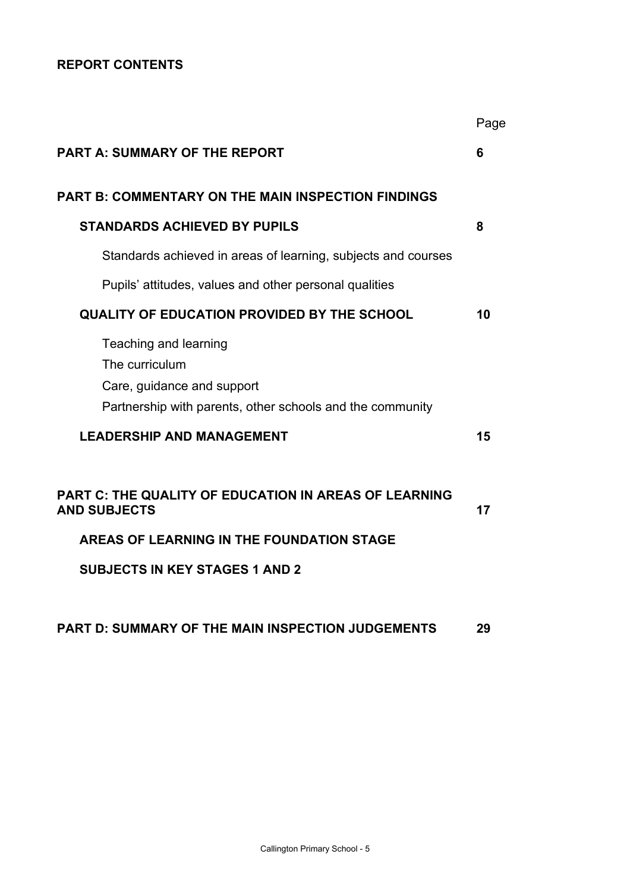## REPORT CONTENTS

| | Page |
|---|---|
| **PART A: SUMMARY OF THE REPORT** | **6** |
| **PART B: COMMENTARY ON THE MAIN INSPECTION FINDINGS** | |
| **STANDARDS ACHIEVED BY PUPILS** | **8** |
| Standards achieved in areas of learning, subjects and courses | |
| Pupils' attitudes, values and other personal qualities | |
| **QUALITY OF EDUCATION PROVIDED BY THE SCHOOL** | **10** |
| Teaching and learning | |
| The curriculum | |
| Care, guidance and support | |
| Partnership with parents, other schools and the community | |
| **LEADERSHIP AND MANAGEMENT** | **15** |
| **PART C: THE QUALITY OF EDUCATION IN AREAS OF LEARNING AND SUBJECTS** | **17** |
| **AREAS OF LEARNING IN THE FOUNDATION STAGE** | |
| **SUBJECTS IN KEY STAGES 1 AND 2** | |
| **PART D: SUMMARY OF THE MAIN INSPECTION JUDGEMENTS** | **29** |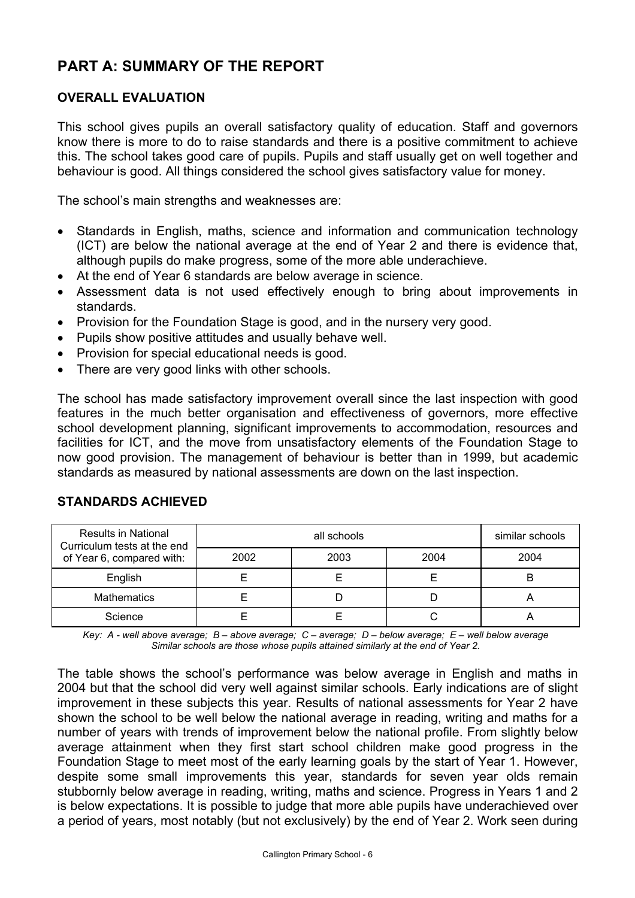# PART A: SUMMARY OF THE REPORT

## OVERALL EVALUATION

This school gives pupils an overall satisfactory quality of education. Staff and governors know there is more to do to raise standards and there is a positive commitment to achieve this. The school takes good care of pupils. Pupils and staff usually get on well together and behaviour is good. All things considered the school gives satisfactory value for money.

The school's main strengths and weaknesses are:

- Standards in English, maths, science and information and communication technology (ICT) are below the national average at the end of Year 2 and there is evidence that, although pupils do make progress, some of the more able underachieve.
- At the end of Year 6 standards are below average in science.
- Assessment data is not used effectively enough to bring about improvements in standards.
- Provision for the Foundation Stage is good, and in the nursery very good.
- Pupils show positive attitudes and usually behave well.
- Provision for special educational needs is good.
- There are very good links with other schools.

The school has made satisfactory improvement overall since the last inspection with good features in the much better organisation and effectiveness of governors, more effective school development planning, significant improvements to accommodation, resources and facilities for ICT, and the move from unsatisfactory elements of the Foundation Stage to now good provision. The management of behaviour is better than in 1999, but academic standards as measured by national assessments are down on the last inspection.

## STANDARDS ACHIEVED

| Results in National Curriculum tests at the end of Year 6, compared with: | all schools | | | similar schools |
|---|---|---|---|---|
| | 2002 | 2003 | 2004 | 2004 |
| English | E | E | E | B |
| Mathematics | E | D | D | A |
| Science | E | E | C | A |

*Key: A - well above average; B – above average; C – average; D – below average; E – well below average*
*Similar schools are those whose pupils attained similarly at the end of Year 2.*

The table shows the school's performance was below average in English and maths in 2004 but that the school did very well against similar schools. Early indications are of slight improvement in these subjects this year. Results of national assessments for Year 2 have shown the school to be well below the national average in reading, writing and maths for a number of years with trends of improvement below the national profile. From slightly below average attainment when they first start school children make good progress in the Foundation Stage to meet most of the early learning goals by the start of Year 1. However, despite some small improvements this year, standards for seven year olds remain stubbornly below average in reading, writing, maths and science. Progress in Years 1 and 2 is below expectations. It is possible to judge that more able pupils have underachieved over a period of years, most notably (but not exclusively) by the end of Year 2. Work seen during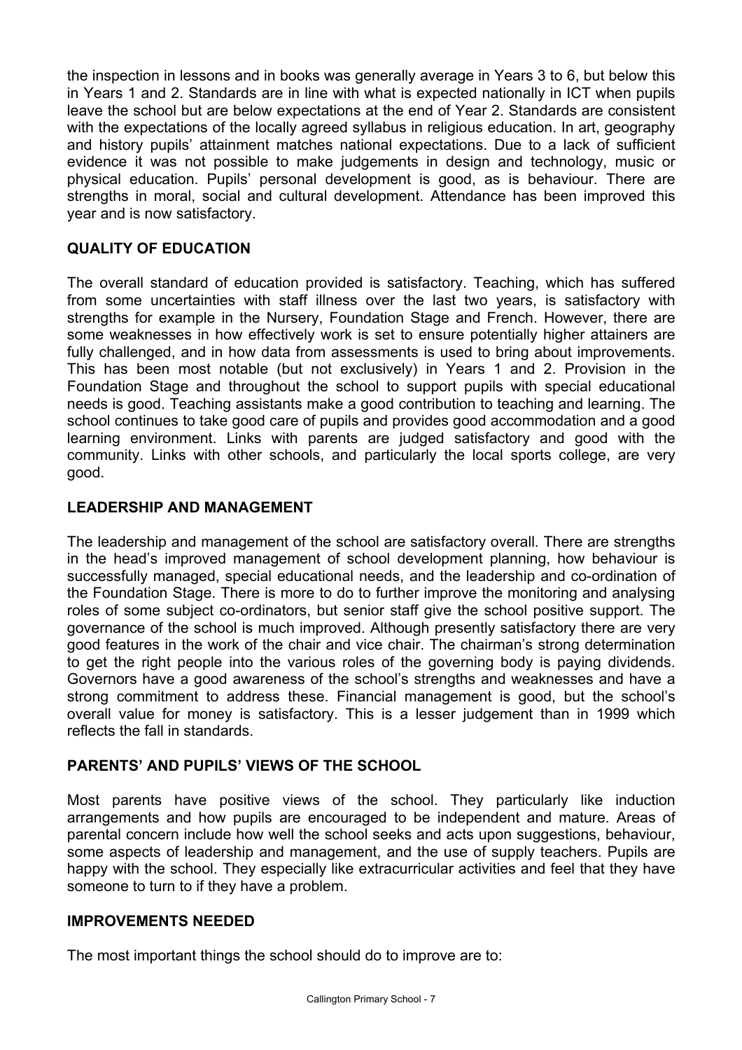the inspection in lessons and in books was generally average in Years 3 to 6, but below this in Years 1 and 2. Standards are in line with what is expected nationally in ICT when pupils leave the school but are below expectations at the end of Year 2. Standards are consistent with the expectations of the locally agreed syllabus in religious education. In art, geography and history pupils' attainment matches national expectations. Due to a lack of sufficient evidence it was not possible to make judgements in design and technology, music or physical education. Pupils' personal development is good, as is behaviour. There are strengths in moral, social and cultural development. Attendance has been improved this year and is now satisfactory.

## QUALITY OF EDUCATION

The overall standard of education provided is satisfactory. Teaching, which has suffered from some uncertainties with staff illness over the last two years, is satisfactory with strengths for example in the Nursery, Foundation Stage and French. However, there are some weaknesses in how effectively work is set to ensure potentially higher attainers are fully challenged, and in how data from assessments is used to bring about improvements. This has been most notable (but not exclusively) in Years 1 and 2. Provision in the Foundation Stage and throughout the school to support pupils with special educational needs is good. Teaching assistants make a good contribution to teaching and learning. The school continues to take good care of pupils and provides good accommodation and a good learning environment. Links with parents are judged satisfactory and good with the community. Links with other schools, and particularly the local sports college, are very good.

## LEADERSHIP AND MANAGEMENT

The leadership and management of the school are satisfactory overall. There are strengths in the head's improved management of school development planning, how behaviour is successfully managed, special educational needs, and the leadership and co-ordination of the Foundation Stage. There is more to do to further improve the monitoring and analysing roles of some subject co-ordinators, but senior staff give the school positive support. The governance of the school is much improved. Although presently satisfactory there are very good features in the work of the chair and vice chair. The chairman's strong determination to get the right people into the various roles of the governing body is paying dividends. Governors have a good awareness of the school's strengths and weaknesses and have a strong commitment to address these. Financial management is good, but the school's overall value for money is satisfactory. This is a lesser judgement than in 1999 which reflects the fall in standards.

## PARENTS' AND PUPILS' VIEWS OF THE SCHOOL

Most parents have positive views of the school. They particularly like induction arrangements and how pupils are encouraged to be independent and mature. Areas of parental concern include how well the school seeks and acts upon suggestions, behaviour, some aspects of leadership and management, and the use of supply teachers. Pupils are happy with the school. They especially like extracurricular activities and feel that they have someone to turn to if they have a problem.

## IMPROVEMENTS NEEDED

The most important things the school should do to improve are to: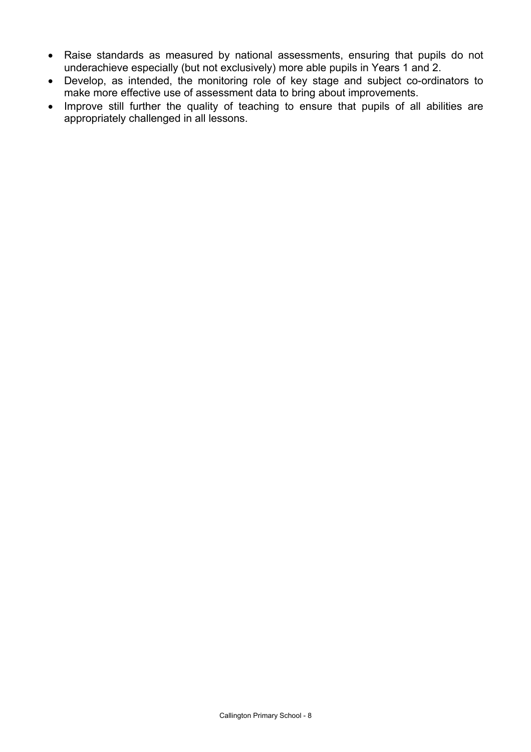- Raise standards as measured by national assessments, ensuring that pupils do not underachieve especially (but not exclusively) more able pupils in Years 1 and 2.
- Develop, as intended, the monitoring role of key stage and subject co-ordinators to make more effective use of assessment data to bring about improvements.
- Improve still further the quality of teaching to ensure that pupils of all abilities are appropriately challenged in all lessons.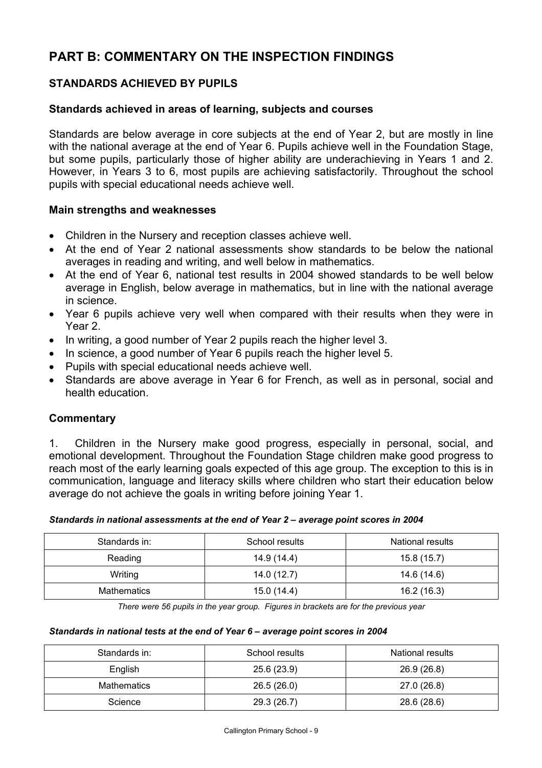# PART B: COMMENTARY ON THE INSPECTION FINDINGS

## STANDARDS ACHIEVED BY PUPILS

### Standards achieved in areas of learning, subjects and courses

Standards are below average in core subjects at the end of Year 2, but are mostly in line with the national average at the end of Year 6. Pupils achieve well in the Foundation Stage, but some pupils, particularly those of higher ability are underachieving in Years 1 and 2. However, in Years 3 to 6, most pupils are achieving satisfactorily. Throughout the school pupils with special educational needs achieve well.

### Main strengths and weaknesses

- Children in the Nursery and reception classes achieve well.
- At the end of Year 2 national assessments show standards to be below the national averages in reading and writing, and well below in mathematics.
- At the end of Year 6, national test results in 2004 showed standards to be well below average in English, below average in mathematics, but in line with the national average in science.
- Year 6 pupils achieve very well when compared with their results when they were in Year 2.
- In writing, a good number of Year 2 pupils reach the higher level 3.
- In science, a good number of Year 6 pupils reach the higher level 5.
- Pupils with special educational needs achieve well.
- Standards are above average in Year 6 for French, as well as in personal, social and health education.

### Commentary

1. Children in the Nursery make good progress, especially in personal, social, and emotional development. Throughout the Foundation Stage children make good progress to reach most of the early learning goals expected of this age group. The exception to this is in communication, language and literacy skills where children who start their education below average do not achieve the goals in writing before joining Year 1.

***Standards in national assessments at the end of Year 2 – average point scores in 2004***

| Standards in: | School results | National results |
|---|---|---|
| Reading | 14.9 (14.4) | 15.8 (15.7) |
| Writing | 14.0 (12.7) | 14.6 (14.6) |
| Mathematics | 15.0 (14.4) | 16.2 (16.3) |

*There were 56 pupils in the year group. Figures in brackets are for the previous year*

***Standards in national tests at the end of Year 6 – average point scores in 2004***

| Standards in: | School results | National results |
|---|---|---|
| English | 25.6 (23.9) | 26.9 (26.8) |
| Mathematics | 26.5 (26.0) | 27.0 (26.8) |
| Science | 29.3 (26.7) | 28.6 (28.6) |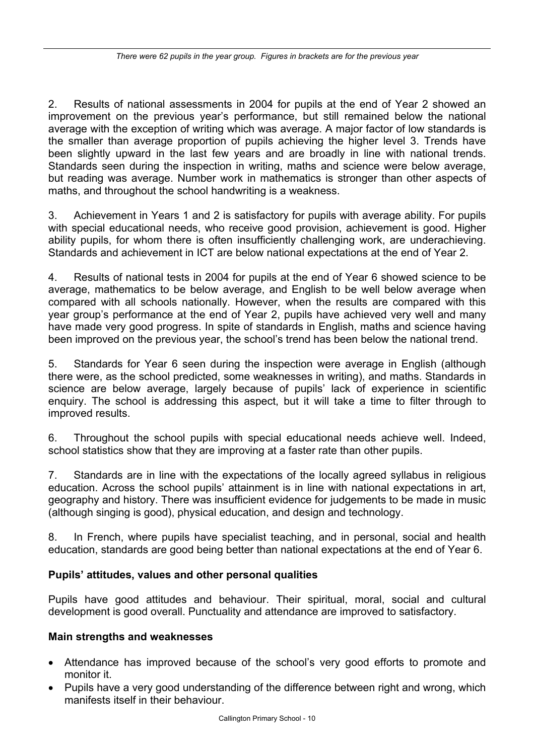*There were 62 pupils in the year group. Figures in brackets are for the previous year*

2. Results of national assessments in 2004 for pupils at the end of Year 2 showed an improvement on the previous year's performance, but still remained below the national average with the exception of writing which was average. A major factor of low standards is the smaller than average proportion of pupils achieving the higher level 3. Trends have been slightly upward in the last few years and are broadly in line with national trends. Standards seen during the inspection in writing, maths and science were below average, but reading was average. Number work in mathematics is stronger than other aspects of maths, and throughout the school handwriting is a weakness.

3. Achievement in Years 1 and 2 is satisfactory for pupils with average ability. For pupils with special educational needs, who receive good provision, achievement is good. Higher ability pupils, for whom there is often insufficiently challenging work, are underachieving. Standards and achievement in ICT are below national expectations at the end of Year 2.

4. Results of national tests in 2004 for pupils at the end of Year 6 showed science to be average, mathematics to be below average, and English to be well below average when compared with all schools nationally. However, when the results are compared with this year group's performance at the end of Year 2, pupils have achieved very well and many have made very good progress. In spite of standards in English, maths and science having been improved on the previous year, the school's trend has been below the national trend.

5. Standards for Year 6 seen during the inspection were average in English (although there were, as the school predicted, some weaknesses in writing), and maths. Standards in science are below average, largely because of pupils' lack of experience in scientific enquiry. The school is addressing this aspect, but it will take a time to filter through to improved results.

6. Throughout the school pupils with special educational needs achieve well. Indeed, school statistics show that they are improving at a faster rate than other pupils.

7. Standards are in line with the expectations of the locally agreed syllabus in religious education. Across the school pupils' attainment is in line with national expectations in art, geography and history. There was insufficient evidence for judgements to be made in music (although singing is good), physical education, and design and technology.

8. In French, where pupils have specialist teaching, and in personal, social and health education, standards are good being better than national expectations at the end of Year 6.

**Pupils' attitudes, values and other personal qualities**

Pupils have good attitudes and behaviour. Their spiritual, moral, social and cultural development is good overall. Punctuality and attendance are improved to satisfactory.

**Main strengths and weaknesses**

- Attendance has improved because of the school's very good efforts to promote and monitor it.
- Pupils have a very good understanding of the difference between right and wrong, which manifests itself in their behaviour.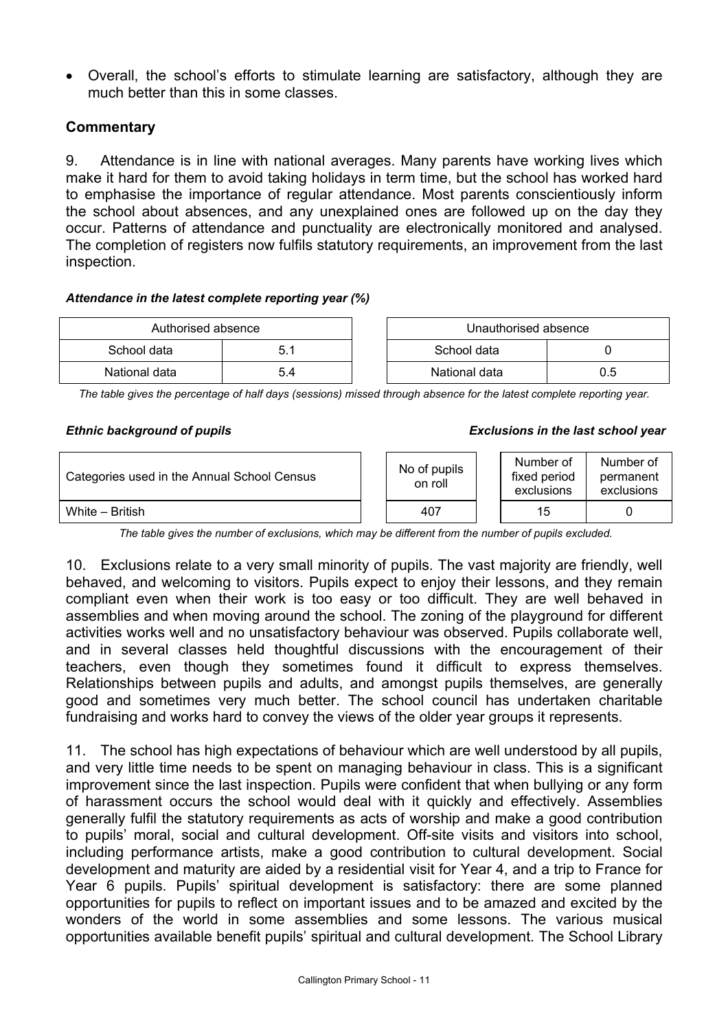- Overall, the school's efforts to stimulate learning are satisfactory, although they are much better than this in some classes.

### Commentary

9. Attendance is in line with national averages. Many parents have working lives which make it hard for them to avoid taking holidays in term time, but the school has worked hard to emphasise the importance of regular attendance. Most parents conscientiously inform the school about absences, and any unexplained ones are followed up on the day they occur. Patterns of attendance and punctuality are electronically monitored and analysed. The completion of registers now fulfils statutory requirements, an improvement from the last inspection.

***Attendance in the latest complete reporting year (%)***

| Authorised absence | |
|---|---|
| School data | 5.1 |
| National data | 5.4 |

| Unauthorised absence | |
|---|---|
| School data | 0 |
| National data | 0.5 |

*The table gives the percentage of half days (sessions) missed through absence for the latest complete reporting year.*

***Ethnic background of pupils*** ***Exclusions in the last school year***

| Categories used in the Annual School Census | No of pupils on roll | Number of fixed period exclusions | Number of permanent exclusions |
|---|---|---|---|
| White – British | 407 | 15 | 0 |

*The table gives the number of exclusions, which may be different from the number of pupils excluded.*

10. Exclusions relate to a very small minority of pupils. The vast majority are friendly, well behaved, and welcoming to visitors. Pupils expect to enjoy their lessons, and they remain compliant even when their work is too easy or too difficult. They are well behaved in assemblies and when moving around the school. The zoning of the playground for different activities works well and no unsatisfactory behaviour was observed. Pupils collaborate well, and in several classes held thoughtful discussions with the encouragement of their teachers, even though they sometimes found it difficult to express themselves. Relationships between pupils and adults, and amongst pupils themselves, are generally good and sometimes very much better. The school council has undertaken charitable fundraising and works hard to convey the views of the older year groups it represents.

11. The school has high expectations of behaviour which are well understood by all pupils, and very little time needs to be spent on managing behaviour in class. This is a significant improvement since the last inspection. Pupils were confident that when bullying or any form of harassment occurs the school would deal with it quickly and effectively. Assemblies generally fulfil the statutory requirements as acts of worship and make a good contribution to pupils' moral, social and cultural development. Off-site visits and visitors into school, including performance artists, make a good contribution to cultural development. Social development and maturity are aided by a residential visit for Year 4, and a trip to France for Year 6 pupils. Pupils' spiritual development is satisfactory: there are some planned opportunities for pupils to reflect on important issues and to be amazed and excited by the wonders of the world in some assemblies and some lessons. The various musical opportunities available benefit pupils' spiritual and cultural development. The School Library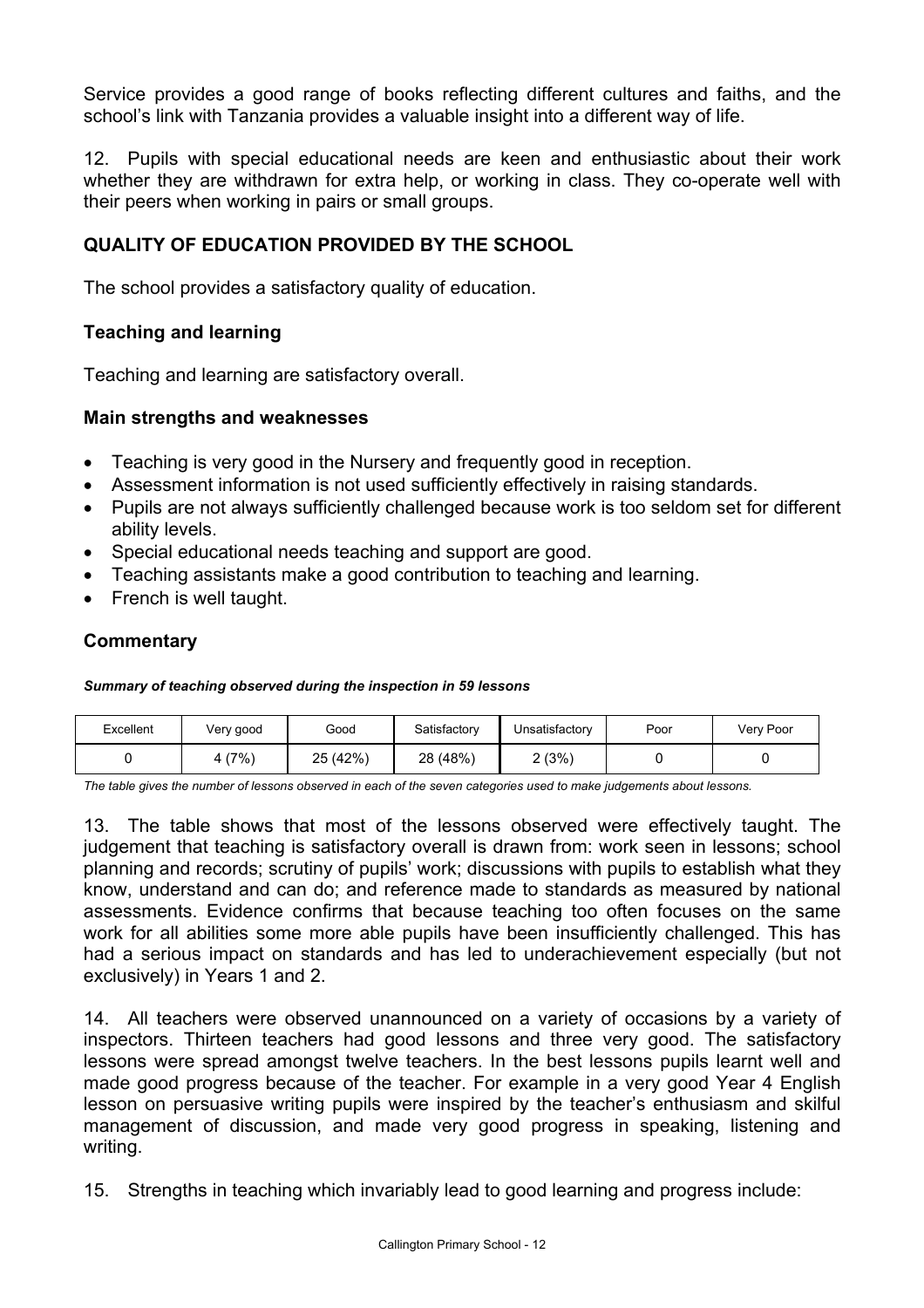Service provides a good range of books reflecting different cultures and faiths, and the school's link with Tanzania provides a valuable insight into a different way of life.

12. Pupils with special educational needs are keen and enthusiastic about their work whether they are withdrawn for extra help, or working in class. They co-operate well with their peers when working in pairs or small groups.

## QUALITY OF EDUCATION PROVIDED BY THE SCHOOL

The school provides a satisfactory quality of education.

### Teaching and learning

Teaching and learning are satisfactory overall.

### Main strengths and weaknesses

- Teaching is very good in the Nursery and frequently good in reception.
- Assessment information is not used sufficiently effectively in raising standards.
- Pupils are not always sufficiently challenged because work is too seldom set for different ability levels.
- Special educational needs teaching and support are good.
- Teaching assistants make a good contribution to teaching and learning.
- French is well taught.

### Commentary

***Summary of teaching observed during the inspection in 59 lessons***

| Excellent | Very good | Good | Satisfactory | Unsatisfactory | Poor | Very Poor |
|---|---|---|---|---|---|---|
| 0 | 4 (7%) | 25 (42%) | 28 (48%) | 2 (3%) | 0 | 0 |

*The table gives the number of lessons observed in each of the seven categories used to make judgements about lessons.*

13. The table shows that most of the lessons observed were effectively taught. The judgement that teaching is satisfactory overall is drawn from: work seen in lessons; school planning and records; scrutiny of pupils' work; discussions with pupils to establish what they know, understand and can do; and reference made to standards as measured by national assessments. Evidence confirms that because teaching too often focuses on the same work for all abilities some more able pupils have been insufficiently challenged. This has had a serious impact on standards and has led to underachievement especially (but not exclusively) in Years 1 and 2.

14. All teachers were observed unannounced on a variety of occasions by a variety of inspectors. Thirteen teachers had good lessons and three very good. The satisfactory lessons were spread amongst twelve teachers. In the best lessons pupils learnt well and made good progress because of the teacher. For example in a very good Year 4 English lesson on persuasive writing pupils were inspired by the teacher's enthusiasm and skilful management of discussion, and made very good progress in speaking, listening and writing.

15. Strengths in teaching which invariably lead to good learning and progress include: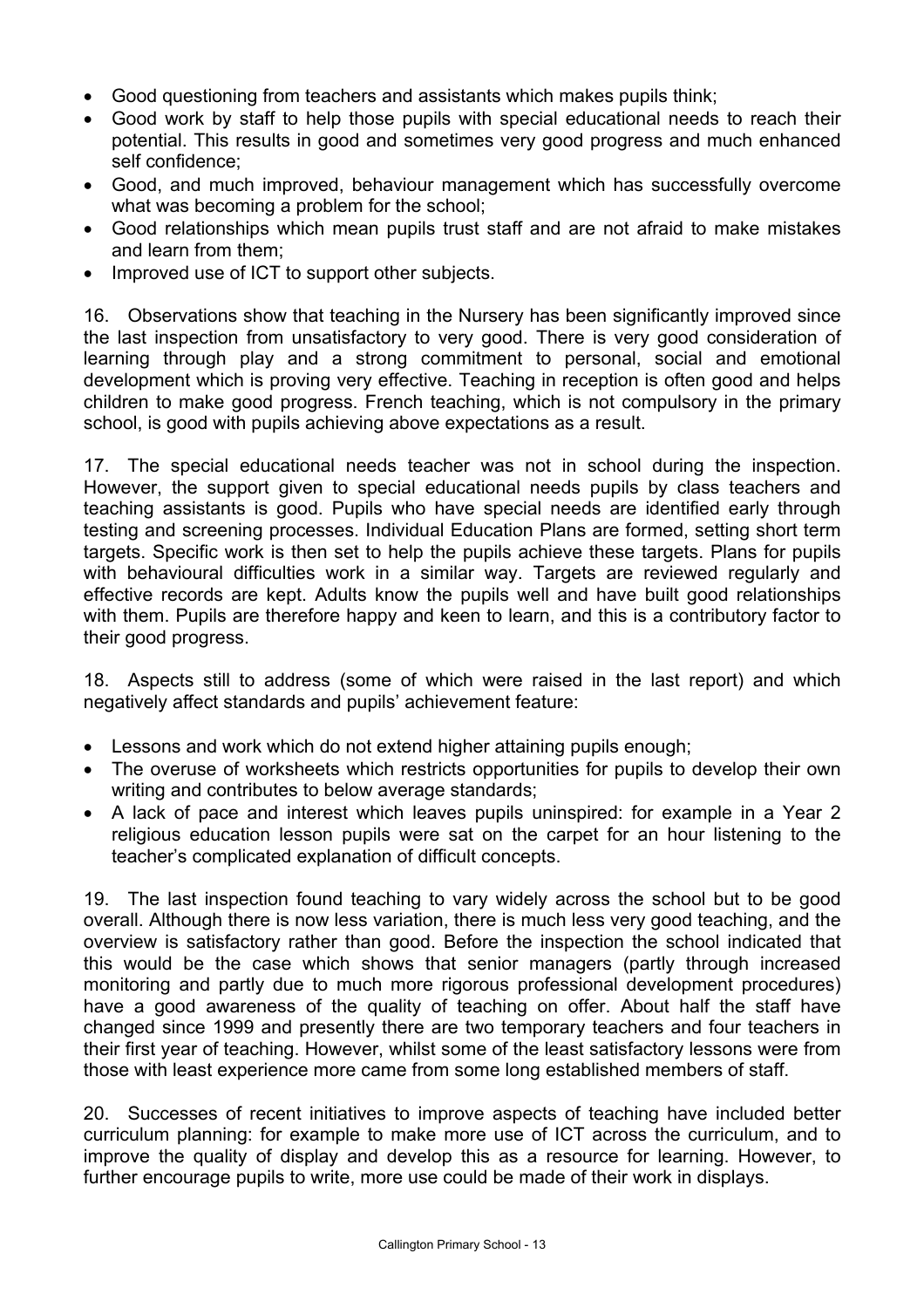- Good questioning from teachers and assistants which makes pupils think;
- Good work by staff to help those pupils with special educational needs to reach their potential. This results in good and sometimes very good progress and much enhanced self confidence;
- Good, and much improved, behaviour management which has successfully overcome what was becoming a problem for the school;
- Good relationships which mean pupils trust staff and are not afraid to make mistakes and learn from them;
- Improved use of ICT to support other subjects.

16. Observations show that teaching in the Nursery has been significantly improved since the last inspection from unsatisfactory to very good. There is very good consideration of learning through play and a strong commitment to personal, social and emotional development which is proving very effective. Teaching in reception is often good and helps children to make good progress. French teaching, which is not compulsory in the primary school, is good with pupils achieving above expectations as a result.

17. The special educational needs teacher was not in school during the inspection. However, the support given to special educational needs pupils by class teachers and teaching assistants is good. Pupils who have special needs are identified early through testing and screening processes. Individual Education Plans are formed, setting short term targets. Specific work is then set to help the pupils achieve these targets. Plans for pupils with behavioural difficulties work in a similar way. Targets are reviewed regularly and effective records are kept. Adults know the pupils well and have built good relationships with them. Pupils are therefore happy and keen to learn, and this is a contributory factor to their good progress.

18. Aspects still to address (some of which were raised in the last report) and which negatively affect standards and pupils' achievement feature:

- Lessons and work which do not extend higher attaining pupils enough;
- The overuse of worksheets which restricts opportunities for pupils to develop their own writing and contributes to below average standards;
- A lack of pace and interest which leaves pupils uninspired: for example in a Year 2 religious education lesson pupils were sat on the carpet for an hour listening to the teacher's complicated explanation of difficult concepts.

19. The last inspection found teaching to vary widely across the school but to be good overall. Although there is now less variation, there is much less very good teaching, and the overview is satisfactory rather than good. Before the inspection the school indicated that this would be the case which shows that senior managers (partly through increased monitoring and partly due to much more rigorous professional development procedures) have a good awareness of the quality of teaching on offer. About half the staff have changed since 1999 and presently there are two temporary teachers and four teachers in their first year of teaching. However, whilst some of the least satisfactory lessons were from those with least experience more came from some long established members of staff.

20. Successes of recent initiatives to improve aspects of teaching have included better curriculum planning: for example to make more use of ICT across the curriculum, and to improve the quality of display and develop this as a resource for learning. However, to further encourage pupils to write, more use could be made of their work in displays.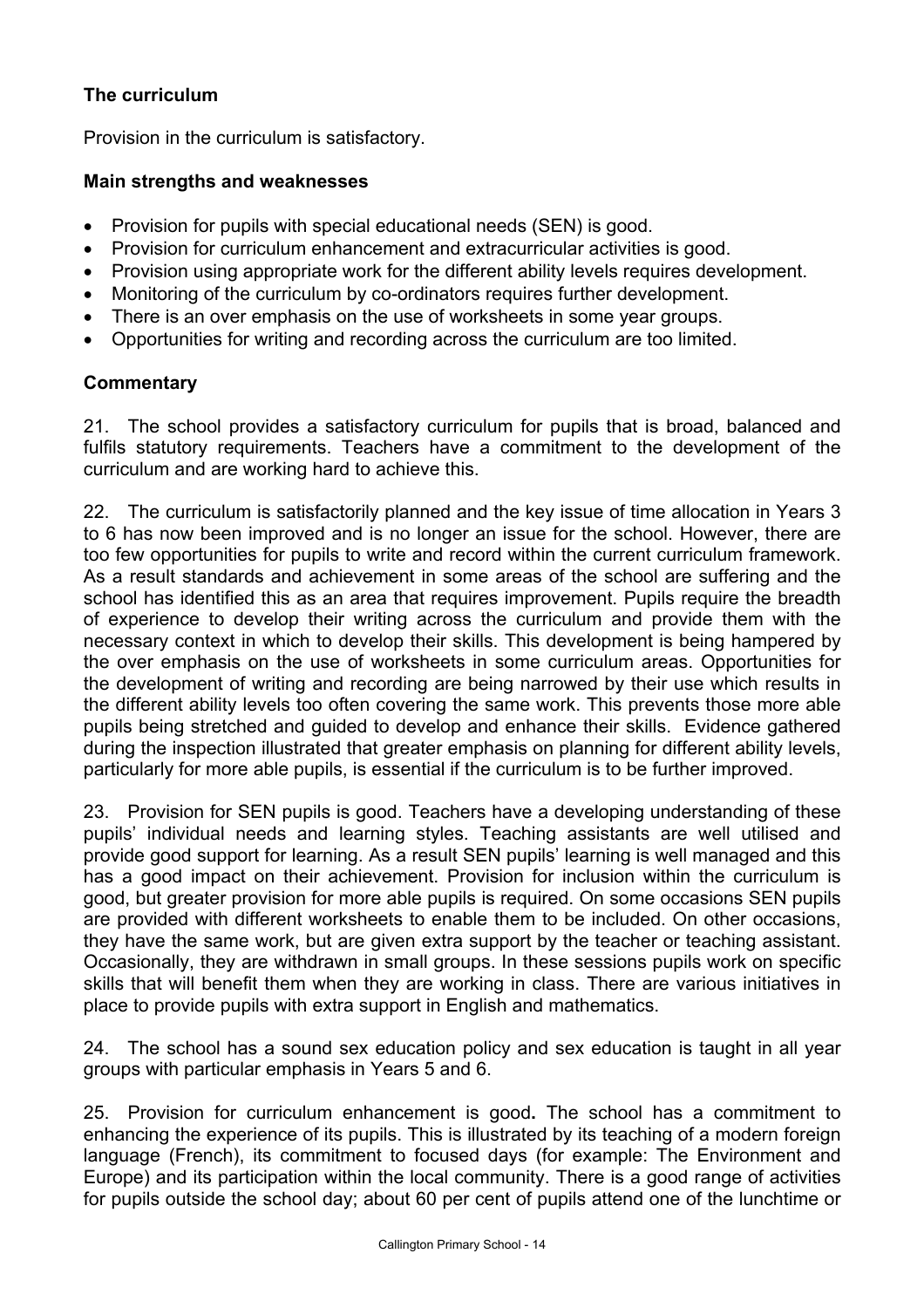## The curriculum

Provision in the curriculum is satisfactory.

### Main strengths and weaknesses

- Provision for pupils with special educational needs (SEN) is good.
- Provision for curriculum enhancement and extracurricular activities is good.
- Provision using appropriate work for the different ability levels requires development.
- Monitoring of the curriculum by co-ordinators requires further development.
- There is an over emphasis on the use of worksheets in some year groups.
- Opportunities for writing and recording across the curriculum are too limited.

### Commentary

21. The school provides a satisfactory curriculum for pupils that is broad, balanced and fulfils statutory requirements. Teachers have a commitment to the development of the curriculum and are working hard to achieve this.

22. The curriculum is satisfactorily planned and the key issue of time allocation in Years 3 to 6 has now been improved and is no longer an issue for the school. However, there are too few opportunities for pupils to write and record within the current curriculum framework. As a result standards and achievement in some areas of the school are suffering and the school has identified this as an area that requires improvement. Pupils require the breadth of experience to develop their writing across the curriculum and provide them with the necessary context in which to develop their skills. This development is being hampered by the over emphasis on the use of worksheets in some curriculum areas. Opportunities for the development of writing and recording are being narrowed by their use which results in the different ability levels too often covering the same work. This prevents those more able pupils being stretched and guided to develop and enhance their skills. Evidence gathered during the inspection illustrated that greater emphasis on planning for different ability levels, particularly for more able pupils, is essential if the curriculum is to be further improved.

23. Provision for SEN pupils is good. Teachers have a developing understanding of these pupils' individual needs and learning styles. Teaching assistants are well utilised and provide good support for learning. As a result SEN pupils' learning is well managed and this has a good impact on their achievement. Provision for inclusion within the curriculum is good, but greater provision for more able pupils is required. On some occasions SEN pupils are provided with different worksheets to enable them to be included. On other occasions, they have the same work, but are given extra support by the teacher or teaching assistant. Occasionally, they are withdrawn in small groups. In these sessions pupils work on specific skills that will benefit them when they are working in class. There are various initiatives in place to provide pupils with extra support in English and mathematics.

24. The school has a sound sex education policy and sex education is taught in all year groups with particular emphasis in Years 5 and 6.

25. Provision for curriculum enhancement is good**.** The school has a commitment to enhancing the experience of its pupils. This is illustrated by its teaching of a modern foreign language (French), its commitment to focused days (for example: The Environment and Europe) and its participation within the local community. There is a good range of activities for pupils outside the school day; about 60 per cent of pupils attend one of the lunchtime or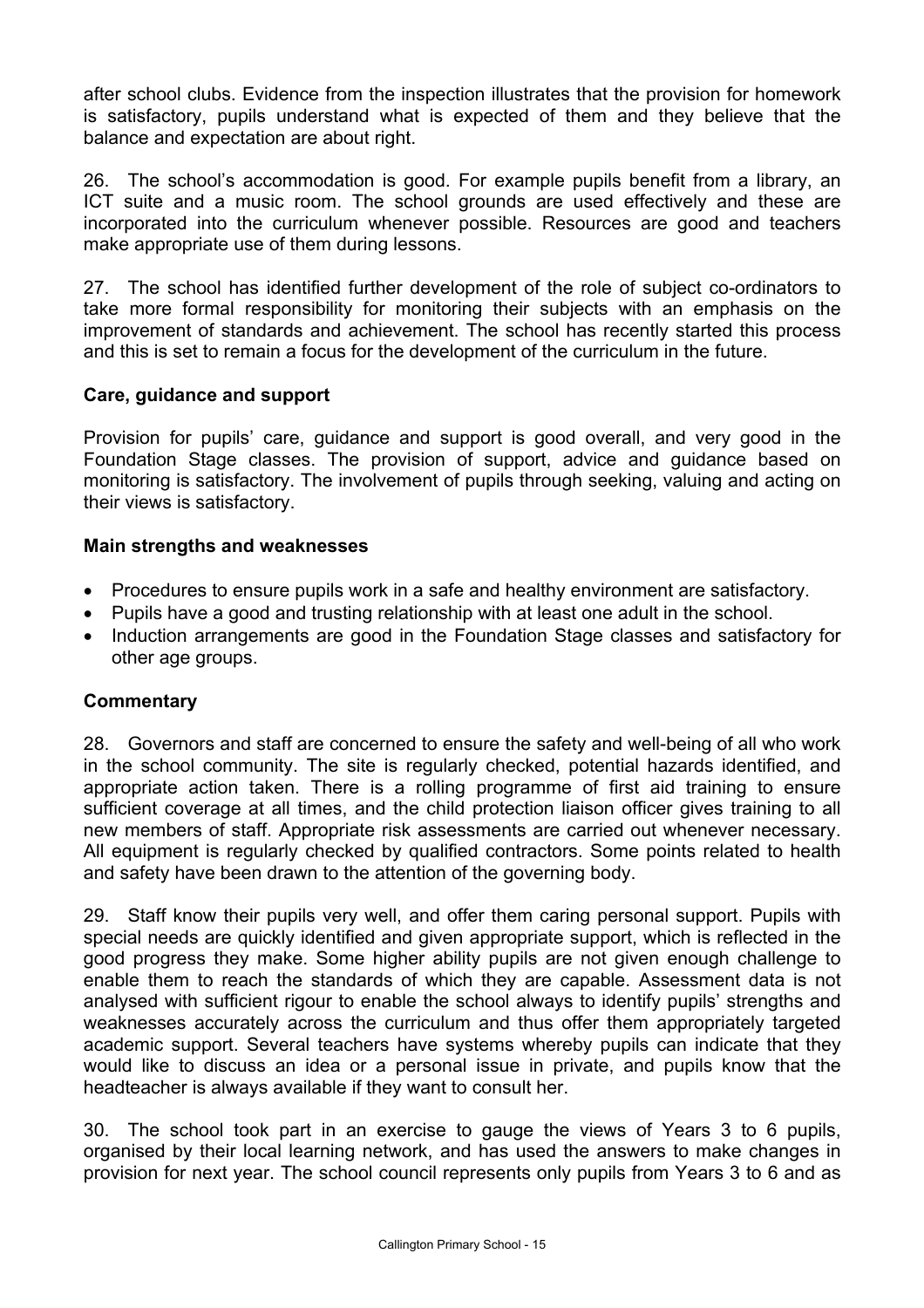after school clubs. Evidence from the inspection illustrates that the provision for homework is satisfactory, pupils understand what is expected of them and they believe that the balance and expectation are about right.

26. The school's accommodation is good. For example pupils benefit from a library, an ICT suite and a music room. The school grounds are used effectively and these are incorporated into the curriculum whenever possible. Resources are good and teachers make appropriate use of them during lessons.

27. The school has identified further development of the role of subject co-ordinators to take more formal responsibility for monitoring their subjects with an emphasis on the improvement of standards and achievement. The school has recently started this process and this is set to remain a focus for the development of the curriculum in the future.

### Care, guidance and support

Provision for pupils' care, guidance and support is good overall, and very good in the Foundation Stage classes. The provision of support, advice and guidance based on monitoring is satisfactory. The involvement of pupils through seeking, valuing and acting on their views is satisfactory.

#### Main strengths and weaknesses

- Procedures to ensure pupils work in a safe and healthy environment are satisfactory.
- Pupils have a good and trusting relationship with at least one adult in the school.
- Induction arrangements are good in the Foundation Stage classes and satisfactory for other age groups.

#### Commentary

28. Governors and staff are concerned to ensure the safety and well-being of all who work in the school community. The site is regularly checked, potential hazards identified, and appropriate action taken. There is a rolling programme of first aid training to ensure sufficient coverage at all times, and the child protection liaison officer gives training to all new members of staff. Appropriate risk assessments are carried out whenever necessary. All equipment is regularly checked by qualified contractors. Some points related to health and safety have been drawn to the attention of the governing body.

29. Staff know their pupils very well, and offer them caring personal support. Pupils with special needs are quickly identified and given appropriate support, which is reflected in the good progress they make. Some higher ability pupils are not given enough challenge to enable them to reach the standards of which they are capable. Assessment data is not analysed with sufficient rigour to enable the school always to identify pupils' strengths and weaknesses accurately across the curriculum and thus offer them appropriately targeted academic support. Several teachers have systems whereby pupils can indicate that they would like to discuss an idea or a personal issue in private, and pupils know that the headteacher is always available if they want to consult her.

30. The school took part in an exercise to gauge the views of Years 3 to 6 pupils, organised by their local learning network, and has used the answers to make changes in provision for next year. The school council represents only pupils from Years 3 to 6 and as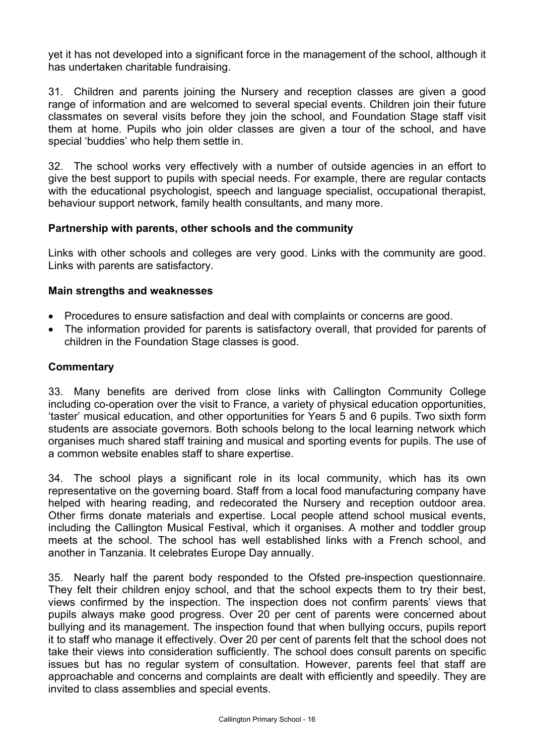yet it has not developed into a significant force in the management of the school, although it has undertaken charitable fundraising.

31. Children and parents joining the Nursery and reception classes are given a good range of information and are welcomed to several special events. Children join their future classmates on several visits before they join the school, and Foundation Stage staff visit them at home. Pupils who join older classes are given a tour of the school, and have special 'buddies' who help them settle in.

32. The school works very effectively with a number of outside agencies in an effort to give the best support to pupils with special needs. For example, there are regular contacts with the educational psychologist, speech and language specialist, occupational therapist, behaviour support network, family health consultants, and many more.

### Partnership with parents, other schools and the community

Links with other schools and colleges are very good. Links with the community are good. Links with parents are satisfactory.

### Main strengths and weaknesses

- Procedures to ensure satisfaction and deal with complaints or concerns are good.
- The information provided for parents is satisfactory overall, that provided for parents of children in the Foundation Stage classes is good.

### Commentary

33. Many benefits are derived from close links with Callington Community College including co-operation over the visit to France, a variety of physical education opportunities, 'taster' musical education, and other opportunities for Years 5 and 6 pupils. Two sixth form students are associate governors. Both schools belong to the local learning network which organises much shared staff training and musical and sporting events for pupils. The use of a common website enables staff to share expertise.

34. The school plays a significant role in its local community, which has its own representative on the governing board. Staff from a local food manufacturing company have helped with hearing reading, and redecorated the Nursery and reception outdoor area. Other firms donate materials and expertise. Local people attend school musical events, including the Callington Musical Festival, which it organises. A mother and toddler group meets at the school. The school has well established links with a French school, and another in Tanzania. It celebrates Europe Day annually.

35. Nearly half the parent body responded to the Ofsted pre-inspection questionnaire. They felt their children enjoy school, and that the school expects them to try their best, views confirmed by the inspection. The inspection does not confirm parents' views that pupils always make good progress. Over 20 per cent of parents were concerned about bullying and its management. The inspection found that when bullying occurs, pupils report it to staff who manage it effectively. Over 20 per cent of parents felt that the school does not take their views into consideration sufficiently. The school does consult parents on specific issues but has no regular system of consultation. However, parents feel that staff are approachable and concerns and complaints are dealt with efficiently and speedily. They are invited to class assemblies and special events.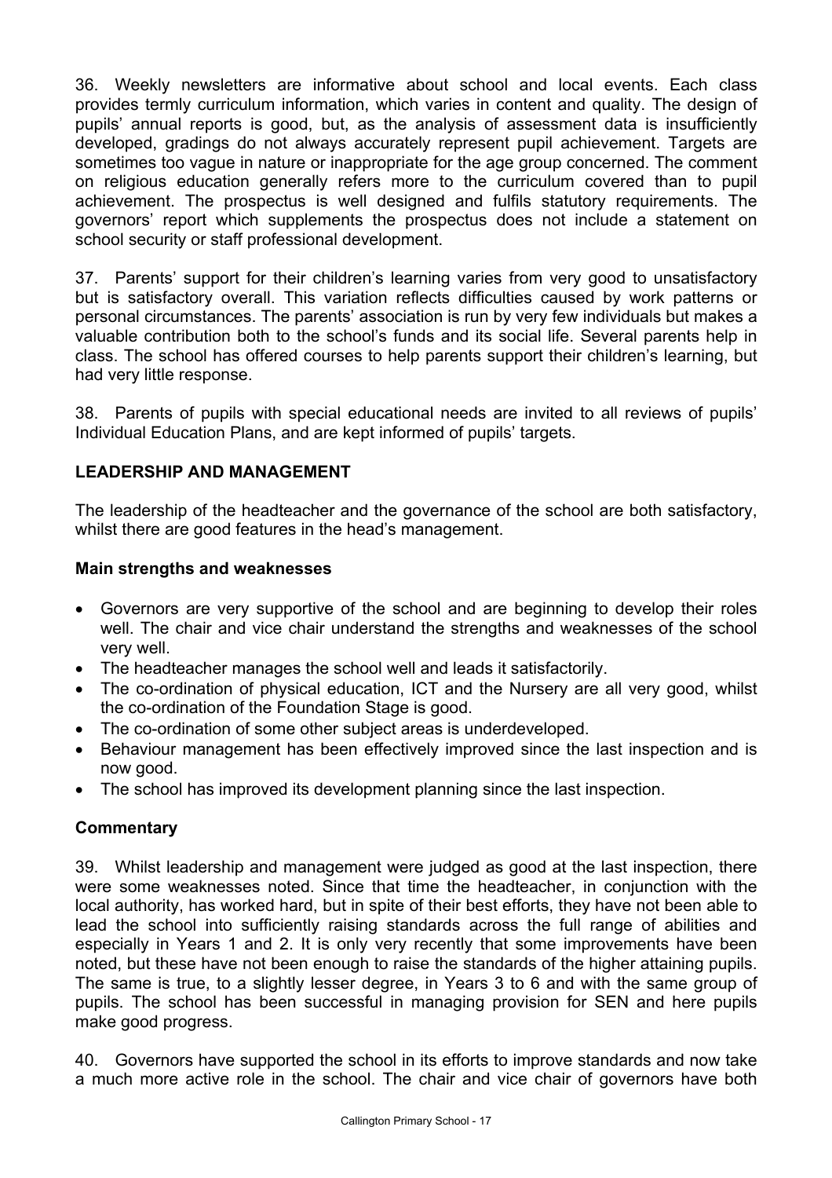36. Weekly newsletters are informative about school and local events. Each class provides termly curriculum information, which varies in content and quality. The design of pupils' annual reports is good, but, as the analysis of assessment data is insufficiently developed, gradings do not always accurately represent pupil achievement. Targets are sometimes too vague in nature or inappropriate for the age group concerned. The comment on religious education generally refers more to the curriculum covered than to pupil achievement. The prospectus is well designed and fulfils statutory requirements. The governors' report which supplements the prospectus does not include a statement on school security or staff professional development.

37. Parents' support for their children's learning varies from very good to unsatisfactory but is satisfactory overall. This variation reflects difficulties caused by work patterns or personal circumstances. The parents' association is run by very few individuals but makes a valuable contribution both to the school's funds and its social life. Several parents help in class. The school has offered courses to help parents support their children's learning, but had very little response.

38. Parents of pupils with special educational needs are invited to all reviews of pupils' Individual Education Plans, and are kept informed of pupils' targets.

## LEADERSHIP AND MANAGEMENT

The leadership of the headteacher and the governance of the school are both satisfactory, whilst there are good features in the head's management.

### Main strengths and weaknesses

- Governors are very supportive of the school and are beginning to develop their roles well. The chair and vice chair understand the strengths and weaknesses of the school very well.
- The headteacher manages the school well and leads it satisfactorily.
- The co-ordination of physical education, ICT and the Nursery are all very good, whilst the co-ordination of the Foundation Stage is good.
- The co-ordination of some other subject areas is underdeveloped.
- Behaviour management has been effectively improved since the last inspection and is now good.
- The school has improved its development planning since the last inspection.

### Commentary

39. Whilst leadership and management were judged as good at the last inspection, there were some weaknesses noted. Since that time the headteacher, in conjunction with the local authority, has worked hard, but in spite of their best efforts, they have not been able to lead the school into sufficiently raising standards across the full range of abilities and especially in Years 1 and 2. It is only very recently that some improvements have been noted, but these have not been enough to raise the standards of the higher attaining pupils. The same is true, to a slightly lesser degree, in Years 3 to 6 and with the same group of pupils. The school has been successful in managing provision for SEN and here pupils make good progress.

40. Governors have supported the school in its efforts to improve standards and now take a much more active role in the school. The chair and vice chair of governors have both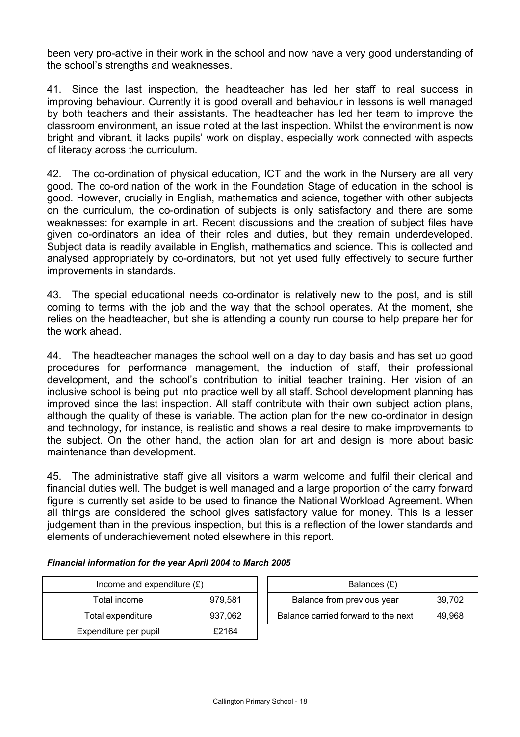been very pro-active in their work in the school and now have a very good understanding of the school's strengths and weaknesses.

41. Since the last inspection, the headteacher has led her staff to real success in improving behaviour. Currently it is good overall and behaviour in lessons is well managed by both teachers and their assistants. The headteacher has led her team to improve the classroom environment, an issue noted at the last inspection. Whilst the environment is now bright and vibrant, it lacks pupils' work on display, especially work connected with aspects of literacy across the curriculum.

42. The co-ordination of physical education, ICT and the work in the Nursery are all very good. The co-ordination of the work in the Foundation Stage of education in the school is good. However, crucially in English, mathematics and science, together with other subjects on the curriculum, the co-ordination of subjects is only satisfactory and there are some weaknesses: for example in art. Recent discussions and the creation of subject files have given co-ordinators an idea of their roles and duties, but they remain underdeveloped. Subject data is readily available in English, mathematics and science. This is collected and analysed appropriately by co-ordinators, but not yet used fully effectively to secure further improvements in standards.

43. The special educational needs co-ordinator is relatively new to the post, and is still coming to terms with the job and the way that the school operates. At the moment, she relies on the headteacher, but she is attending a county run course to help prepare her for the work ahead.

44. The headteacher manages the school well on a day to day basis and has set up good procedures for performance management, the induction of staff, their professional development, and the school's contribution to initial teacher training. Her vision of an inclusive school is being put into practice well by all staff. School development planning has improved since the last inspection. All staff contribute with their own subject action plans, although the quality of these is variable. The action plan for the new co-ordinator in design and technology, for instance, is realistic and shows a real desire to make improvements to the subject. On the other hand, the action plan for art and design is more about basic maintenance than development.

45. The administrative staff give all visitors a warm welcome and fulfil their clerical and financial duties well. The budget is well managed and a large proportion of the carry forward figure is currently set aside to be used to finance the National Workload Agreement. When all things are considered the school gives satisfactory value for money. This is a lesser judgement than in the previous inspection, but this is a reflection of the lower standards and elements of underachievement noted elsewhere in this report.

***Financial information for the year April 2004 to March 2005***

| Income and expenditure (£) | |
|---|---|
| Total income | 979,581 |
| Total expenditure | 937,062 |
| Expenditure per pupil | £2164 |

| Balances (£) | |
|---|---|
| Balance from previous year | 39,702 |
| Balance carried forward to the next | 49,968 |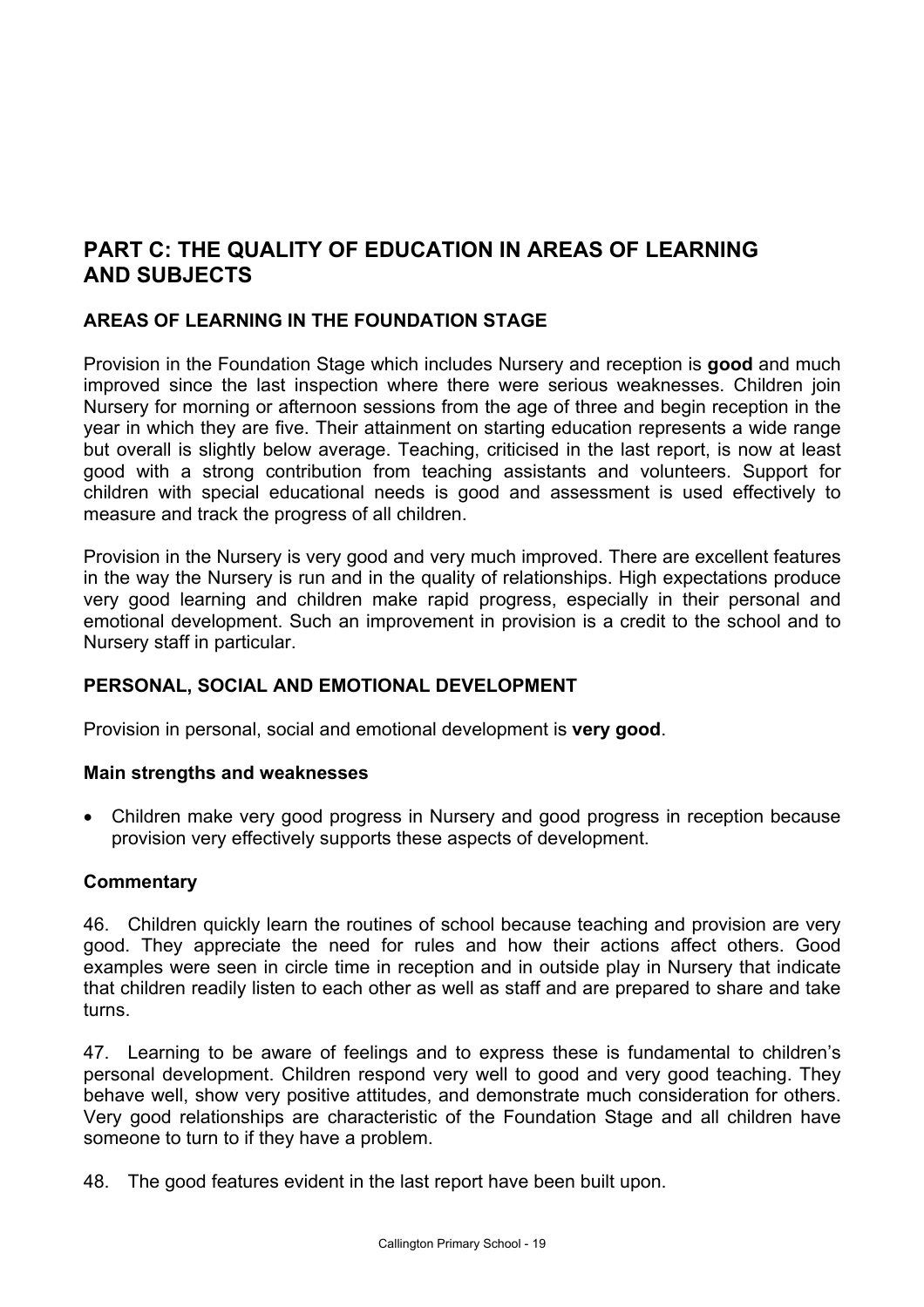## PART C: THE QUALITY OF EDUCATION IN AREAS OF LEARNING AND SUBJECTS

### AREAS OF LEARNING IN THE FOUNDATION STAGE

Provision in the Foundation Stage which includes Nursery and reception is **good** and much improved since the last inspection where there were serious weaknesses. Children join Nursery for morning or afternoon sessions from the age of three and begin reception in the year in which they are five. Their attainment on starting education represents a wide range but overall is slightly below average. Teaching, criticised in the last report, is now at least good with a strong contribution from teaching assistants and volunteers. Support for children with special educational needs is good and assessment is used effectively to measure and track the progress of all children.

Provision in the Nursery is very good and very much improved. There are excellent features in the way the Nursery is run and in the quality of relationships. High expectations produce very good learning and children make rapid progress, especially in their personal and emotional development. Such an improvement in provision is a credit to the school and to Nursery staff in particular.

### PERSONAL, SOCIAL AND EMOTIONAL DEVELOPMENT

Provision in personal, social and emotional development is **very good**.

#### Main strengths and weaknesses

- Children make very good progress in Nursery and good progress in reception because provision very effectively supports these aspects of development.

#### Commentary

46. Children quickly learn the routines of school because teaching and provision are very good. They appreciate the need for rules and how their actions affect others. Good examples were seen in circle time in reception and in outside play in Nursery that indicate that children readily listen to each other as well as staff and are prepared to share and take turns.

47. Learning to be aware of feelings and to express these is fundamental to children's personal development. Children respond very well to good and very good teaching. They behave well, show very positive attitudes, and demonstrate much consideration for others. Very good relationships are characteristic of the Foundation Stage and all children have someone to turn to if they have a problem.

48. The good features evident in the last report have been built upon.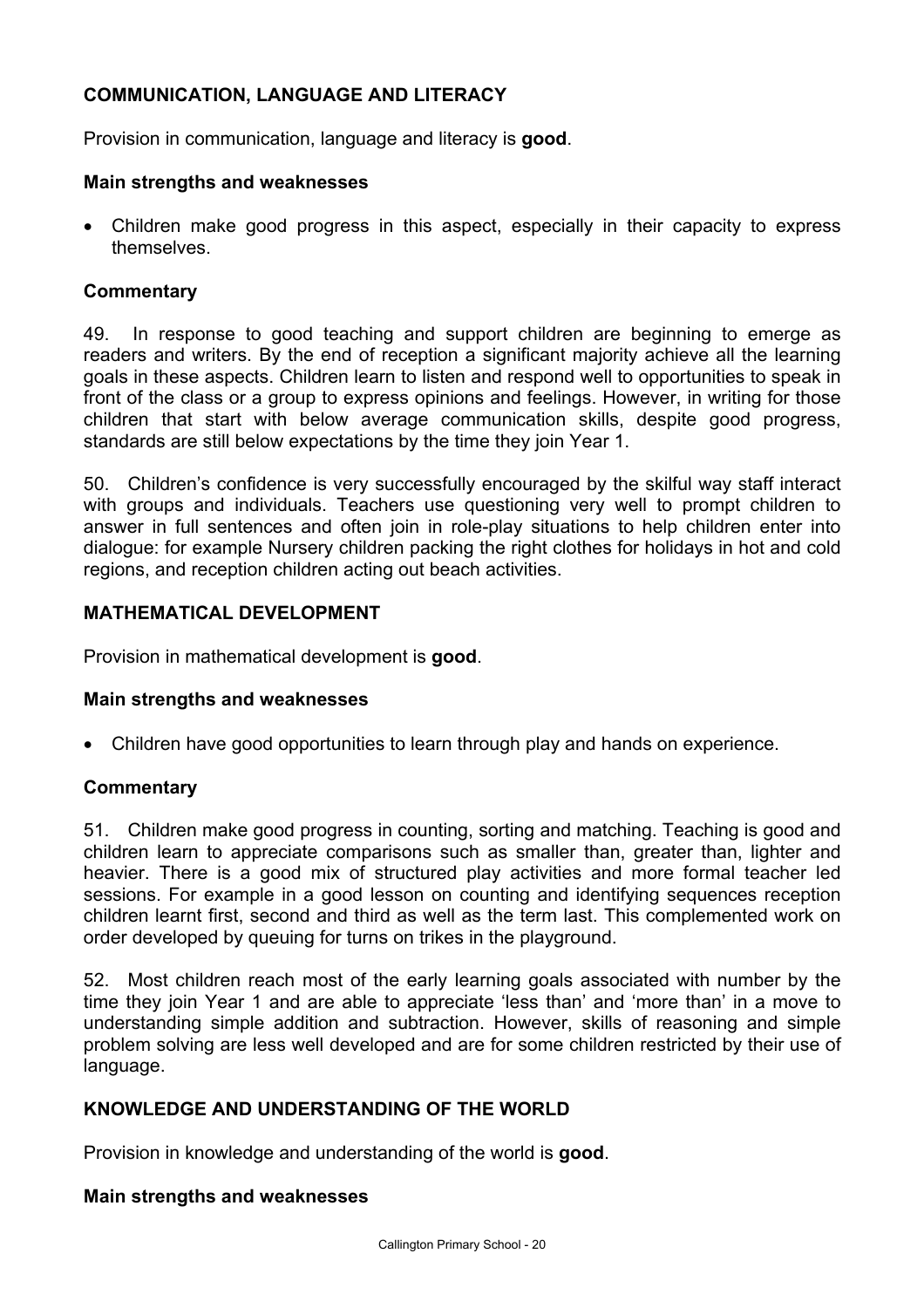## COMMUNICATION, LANGUAGE AND LITERACY

Provision in communication, language and literacy is **good**.

### Main strengths and weaknesses

- Children make good progress in this aspect, especially in their capacity to express themselves.

### Commentary

49. In response to good teaching and support children are beginning to emerge as readers and writers. By the end of reception a significant majority achieve all the learning goals in these aspects. Children learn to listen and respond well to opportunities to speak in front of the class or a group to express opinions and feelings. However, in writing for those children that start with below average communication skills, despite good progress, standards are still below expectations by the time they join Year 1.

50. Children's confidence is very successfully encouraged by the skilful way staff interact with groups and individuals. Teachers use questioning very well to prompt children to answer in full sentences and often join in role-play situations to help children enter into dialogue: for example Nursery children packing the right clothes for holidays in hot and cold regions, and reception children acting out beach activities.

## MATHEMATICAL DEVELOPMENT

Provision in mathematical development is **good**.

### Main strengths and weaknesses

- Children have good opportunities to learn through play and hands on experience.

### Commentary

51. Children make good progress in counting, sorting and matching. Teaching is good and children learn to appreciate comparisons such as smaller than, greater than, lighter and heavier. There is a good mix of structured play activities and more formal teacher led sessions. For example in a good lesson on counting and identifying sequences reception children learnt first, second and third as well as the term last. This complemented work on order developed by queuing for turns on trikes in the playground.

52. Most children reach most of the early learning goals associated with number by the time they join Year 1 and are able to appreciate 'less than' and 'more than' in a move to understanding simple addition and subtraction. However, skills of reasoning and simple problem solving are less well developed and are for some children restricted by their use of language.

## KNOWLEDGE AND UNDERSTANDING OF THE WORLD

Provision in knowledge and understanding of the world is **good**.

### Main strengths and weaknesses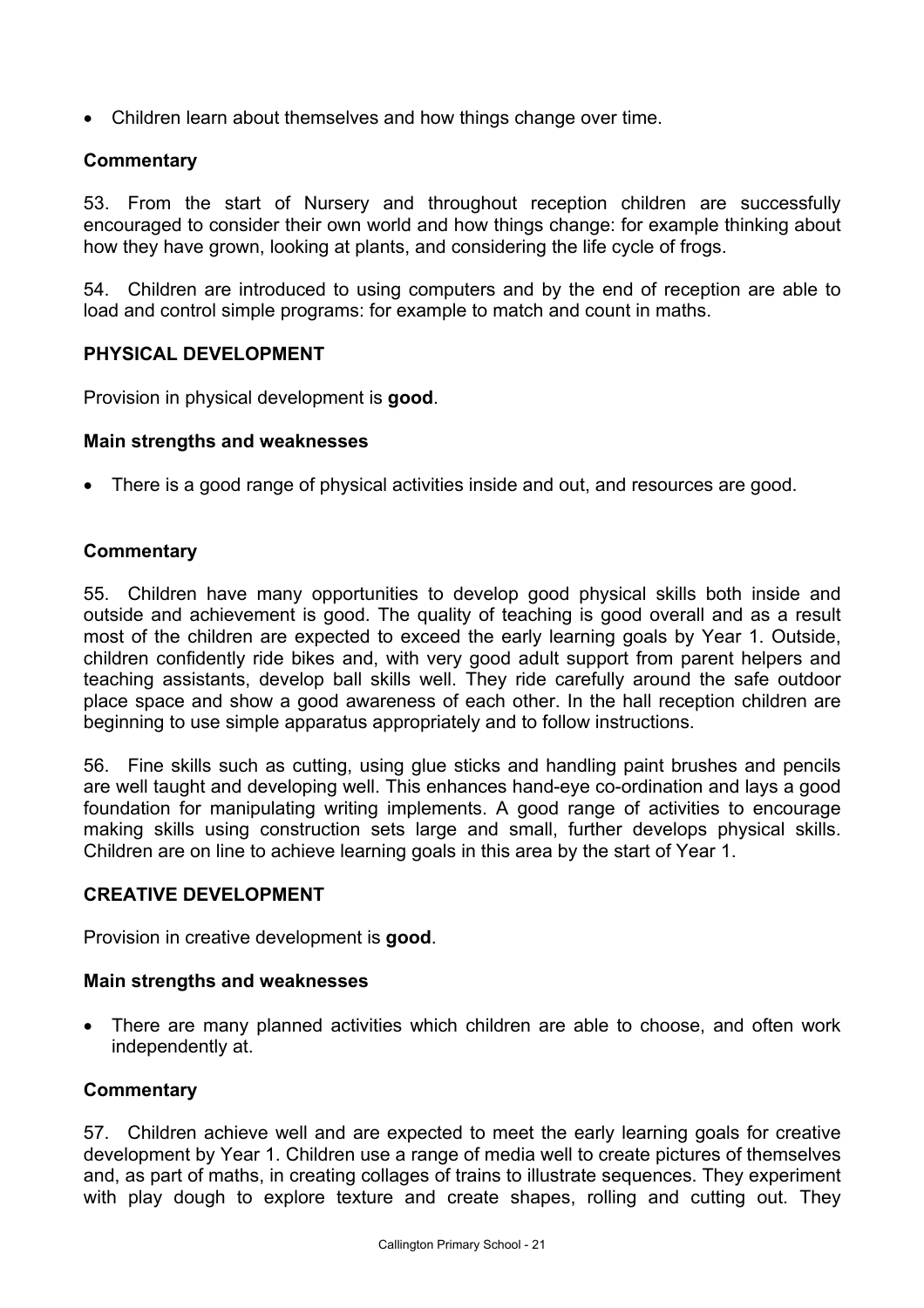- Children learn about themselves and how things change over time.

### Commentary

53. From the start of Nursery and throughout reception children are successfully encouraged to consider their own world and how things change: for example thinking about how they have grown, looking at plants, and considering the life cycle of frogs.

54. Children are introduced to using computers and by the end of reception are able to load and control simple programs: for example to match and count in maths.

## PHYSICAL DEVELOPMENT

Provision in physical development is **good**.

### Main strengths and weaknesses

- There is a good range of physical activities inside and out, and resources are good.

### Commentary

55. Children have many opportunities to develop good physical skills both inside and outside and achievement is good. The quality of teaching is good overall and as a result most of the children are expected to exceed the early learning goals by Year 1. Outside, children confidently ride bikes and, with very good adult support from parent helpers and teaching assistants, develop ball skills well. They ride carefully around the safe outdoor place space and show a good awareness of each other. In the hall reception children are beginning to use simple apparatus appropriately and to follow instructions.

56. Fine skills such as cutting, using glue sticks and handling paint brushes and pencils are well taught and developing well. This enhances hand-eye co-ordination and lays a good foundation for manipulating writing implements. A good range of activities to encourage making skills using construction sets large and small, further develops physical skills. Children are on line to achieve learning goals in this area by the start of Year 1.

## CREATIVE DEVELOPMENT

Provision in creative development is **good**.

### Main strengths and weaknesses

- There are many planned activities which children are able to choose, and often work independently at.

### Commentary

57. Children achieve well and are expected to meet the early learning goals for creative development by Year 1. Children use a range of media well to create pictures of themselves and, as part of maths, in creating collages of trains to illustrate sequences. They experiment with play dough to explore texture and create shapes, rolling and cutting out. They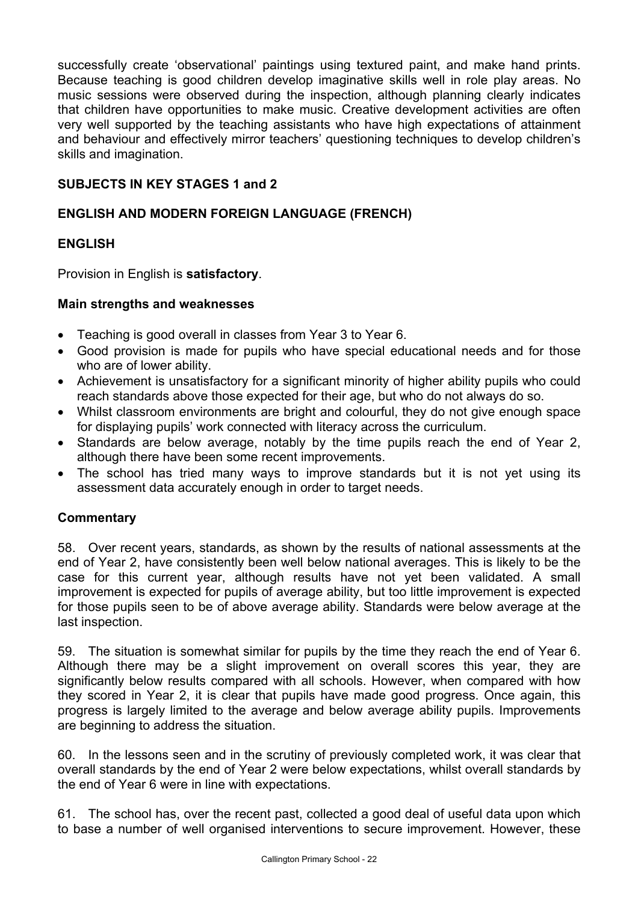successfully create 'observational' paintings using textured paint, and make hand prints. Because teaching is good children develop imaginative skills well in role play areas. No music sessions were observed during the inspection, although planning clearly indicates that children have opportunities to make music. Creative development activities are often very well supported by the teaching assistants who have high expectations of attainment and behaviour and effectively mirror teachers' questioning techniques to develop children's skills and imagination.

## SUBJECTS IN KEY STAGES 1 and 2

## ENGLISH AND MODERN FOREIGN LANGUAGE (FRENCH)

### ENGLISH

Provision in English is **satisfactory**.

**Main strengths and weaknesses**

- Teaching is good overall in classes from Year 3 to Year 6.
- Good provision is made for pupils who have special educational needs and for those who are of lower ability.
- Achievement is unsatisfactory for a significant minority of higher ability pupils who could reach standards above those expected for their age, but who do not always do so.
- Whilst classroom environments are bright and colourful, they do not give enough space for displaying pupils' work connected with literacy across the curriculum.
- Standards are below average, notably by the time pupils reach the end of Year 2, although there have been some recent improvements.
- The school has tried many ways to improve standards but it is not yet using its assessment data accurately enough in order to target needs.

**Commentary**

58. Over recent years, standards, as shown by the results of national assessments at the end of Year 2, have consistently been well below national averages. This is likely to be the case for this current year, although results have not yet been validated. A small improvement is expected for pupils of average ability, but too little improvement is expected for those pupils seen to be of above average ability. Standards were below average at the last inspection.

59. The situation is somewhat similar for pupils by the time they reach the end of Year 6. Although there may be a slight improvement on overall scores this year, they are significantly below results compared with all schools. However, when compared with how they scored in Year 2, it is clear that pupils have made good progress. Once again, this progress is largely limited to the average and below average ability pupils. Improvements are beginning to address the situation.

60. In the lessons seen and in the scrutiny of previously completed work, it was clear that overall standards by the end of Year 2 were below expectations, whilst overall standards by the end of Year 6 were in line with expectations.

61. The school has, over the recent past, collected a good deal of useful data upon which to base a number of well organised interventions to secure improvement. However, these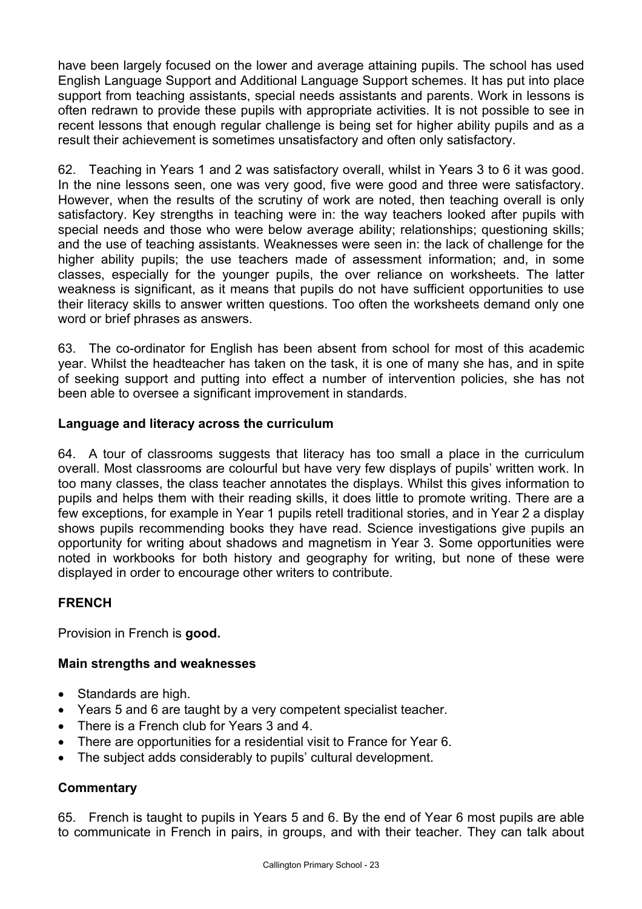have been largely focused on the lower and average attaining pupils. The school has used English Language Support and Additional Language Support schemes. It has put into place support from teaching assistants, special needs assistants and parents. Work in lessons is often redrawn to provide these pupils with appropriate activities. It is not possible to see in recent lessons that enough regular challenge is being set for higher ability pupils and as a result their achievement is sometimes unsatisfactory and often only satisfactory.

62. Teaching in Years 1 and 2 was satisfactory overall, whilst in Years 3 to 6 it was good. In the nine lessons seen, one was very good, five were good and three were satisfactory. However, when the results of the scrutiny of work are noted, then teaching overall is only satisfactory. Key strengths in teaching were in: the way teachers looked after pupils with special needs and those who were below average ability; relationships; questioning skills; and the use of teaching assistants. Weaknesses were seen in: the lack of challenge for the higher ability pupils; the use teachers made of assessment information; and, in some classes, especially for the younger pupils, the over reliance on worksheets. The latter weakness is significant, as it means that pupils do not have sufficient opportunities to use their literacy skills to answer written questions. Too often the worksheets demand only one word or brief phrases as answers.

63. The co-ordinator for English has been absent from school for most of this academic year. Whilst the headteacher has taken on the task, it is one of many she has, and in spite of seeking support and putting into effect a number of intervention policies, she has not been able to oversee a significant improvement in standards.

### Language and literacy across the curriculum

64. A tour of classrooms suggests that literacy has too small a place in the curriculum overall. Most classrooms are colourful but have very few displays of pupils' written work. In too many classes, the class teacher annotates the displays. Whilst this gives information to pupils and helps them with their reading skills, it does little to promote writing. There are a few exceptions, for example in Year 1 pupils retell traditional stories, and in Year 2 a display shows pupils recommending books they have read. Science investigations give pupils an opportunity for writing about shadows and magnetism in Year 3. Some opportunities were noted in workbooks for both history and geography for writing, but none of these were displayed in order to encourage other writers to contribute.

## FRENCH

Provision in French is **good.**

### Main strengths and weaknesses

- Standards are high.
- Years 5 and 6 are taught by a very competent specialist teacher.
- There is a French club for Years 3 and 4.
- There are opportunities for a residential visit to France for Year 6.
- The subject adds considerably to pupils' cultural development.

### Commentary

65. French is taught to pupils in Years 5 and 6. By the end of Year 6 most pupils are able to communicate in French in pairs, in groups, and with their teacher. They can talk about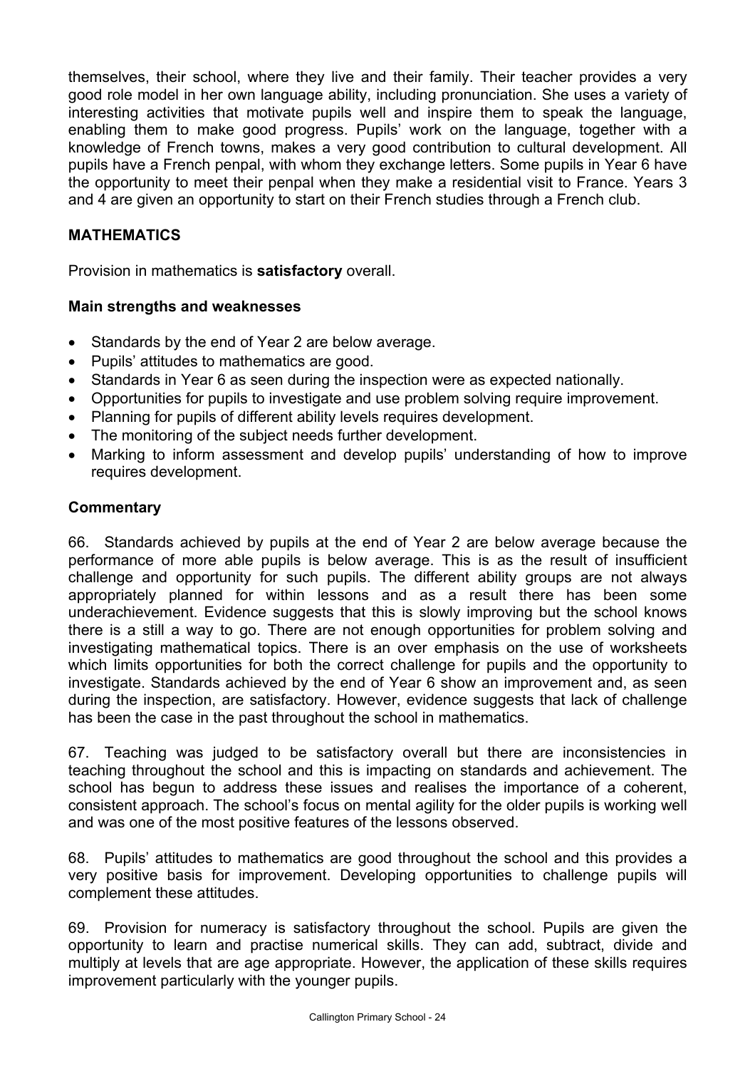themselves, their school, where they live and their family. Their teacher provides a very good role model in her own language ability, including pronunciation. She uses a variety of interesting activities that motivate pupils well and inspire them to speak the language, enabling them to make good progress. Pupils' work on the language, together with a knowledge of French towns, makes a very good contribution to cultural development. All pupils have a French penpal, with whom they exchange letters. Some pupils in Year 6 have the opportunity to meet their penpal when they make a residential visit to France. Years 3 and 4 are given an opportunity to start on their French studies through a French club.

## MATHEMATICS

Provision in mathematics is **satisfactory** overall.

### Main strengths and weaknesses

- Standards by the end of Year 2 are below average.
- Pupils' attitudes to mathematics are good.
- Standards in Year 6 as seen during the inspection were as expected nationally.
- Opportunities for pupils to investigate and use problem solving require improvement.
- Planning for pupils of different ability levels requires development.
- The monitoring of the subject needs further development.
- Marking to inform assessment and develop pupils' understanding of how to improve requires development.

### Commentary

66. Standards achieved by pupils at the end of Year 2 are below average because the performance of more able pupils is below average. This is as the result of insufficient challenge and opportunity for such pupils. The different ability groups are not always appropriately planned for within lessons and as a result there has been some underachievement. Evidence suggests that this is slowly improving but the school knows there is a still a way to go. There are not enough opportunities for problem solving and investigating mathematical topics. There is an over emphasis on the use of worksheets which limits opportunities for both the correct challenge for pupils and the opportunity to investigate. Standards achieved by the end of Year 6 show an improvement and, as seen during the inspection, are satisfactory. However, evidence suggests that lack of challenge has been the case in the past throughout the school in mathematics.

67. Teaching was judged to be satisfactory overall but there are inconsistencies in teaching throughout the school and this is impacting on standards and achievement. The school has begun to address these issues and realises the importance of a coherent, consistent approach. The school's focus on mental agility for the older pupils is working well and was one of the most positive features of the lessons observed.

68. Pupils' attitudes to mathematics are good throughout the school and this provides a very positive basis for improvement. Developing opportunities to challenge pupils will complement these attitudes.

69. Provision for numeracy is satisfactory throughout the school. Pupils are given the opportunity to learn and practise numerical skills. They can add, subtract, divide and multiply at levels that are age appropriate. However, the application of these skills requires improvement particularly with the younger pupils.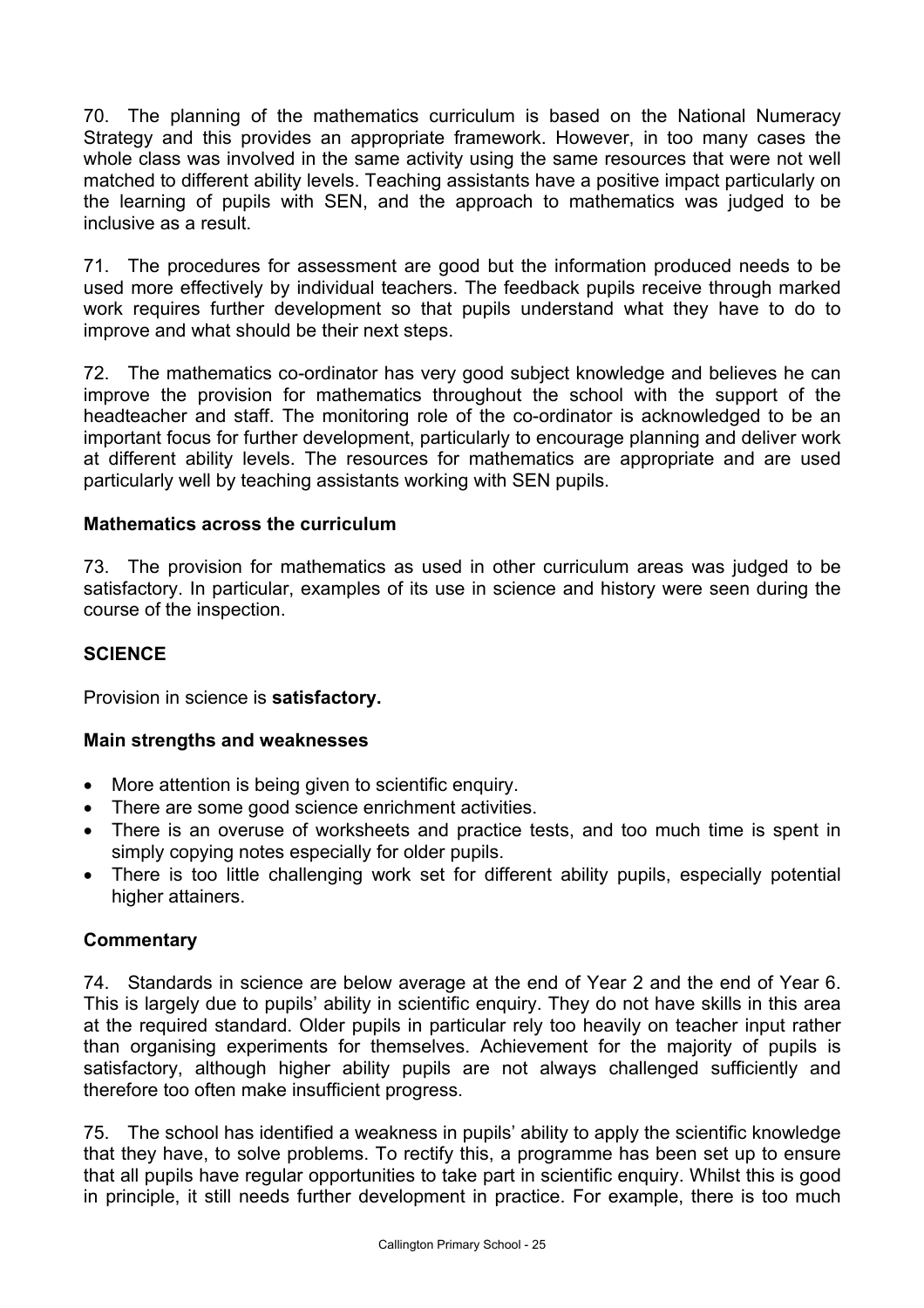70. The planning of the mathematics curriculum is based on the National Numeracy Strategy and this provides an appropriate framework. However, in too many cases the whole class was involved in the same activity using the same resources that were not well matched to different ability levels. Teaching assistants have a positive impact particularly on the learning of pupils with SEN, and the approach to mathematics was judged to be inclusive as a result.

71. The procedures for assessment are good but the information produced needs to be used more effectively by individual teachers. The feedback pupils receive through marked work requires further development so that pupils understand what they have to do to improve and what should be their next steps.

72. The mathematics co-ordinator has very good subject knowledge and believes he can improve the provision for mathematics throughout the school with the support of the headteacher and staff. The monitoring role of the co-ordinator is acknowledged to be an important focus for further development, particularly to encourage planning and deliver work at different ability levels. The resources for mathematics are appropriate and are used particularly well by teaching assistants working with SEN pupils.

### Mathematics across the curriculum

73. The provision for mathematics as used in other curriculum areas was judged to be satisfactory. In particular, examples of its use in science and history were seen during the course of the inspection.

## SCIENCE

Provision in science is **satisfactory.**

### Main strengths and weaknesses

- More attention is being given to scientific enquiry.
- There are some good science enrichment activities.
- There is an overuse of worksheets and practice tests, and too much time is spent in simply copying notes especially for older pupils.
- There is too little challenging work set for different ability pupils, especially potential higher attainers.

### Commentary

74. Standards in science are below average at the end of Year 2 and the end of Year 6. This is largely due to pupils' ability in scientific enquiry. They do not have skills in this area at the required standard. Older pupils in particular rely too heavily on teacher input rather than organising experiments for themselves. Achievement for the majority of pupils is satisfactory, although higher ability pupils are not always challenged sufficiently and therefore too often make insufficient progress.

75. The school has identified a weakness in pupils' ability to apply the scientific knowledge that they have, to solve problems. To rectify this, a programme has been set up to ensure that all pupils have regular opportunities to take part in scientific enquiry. Whilst this is good in principle, it still needs further development in practice. For example, there is too much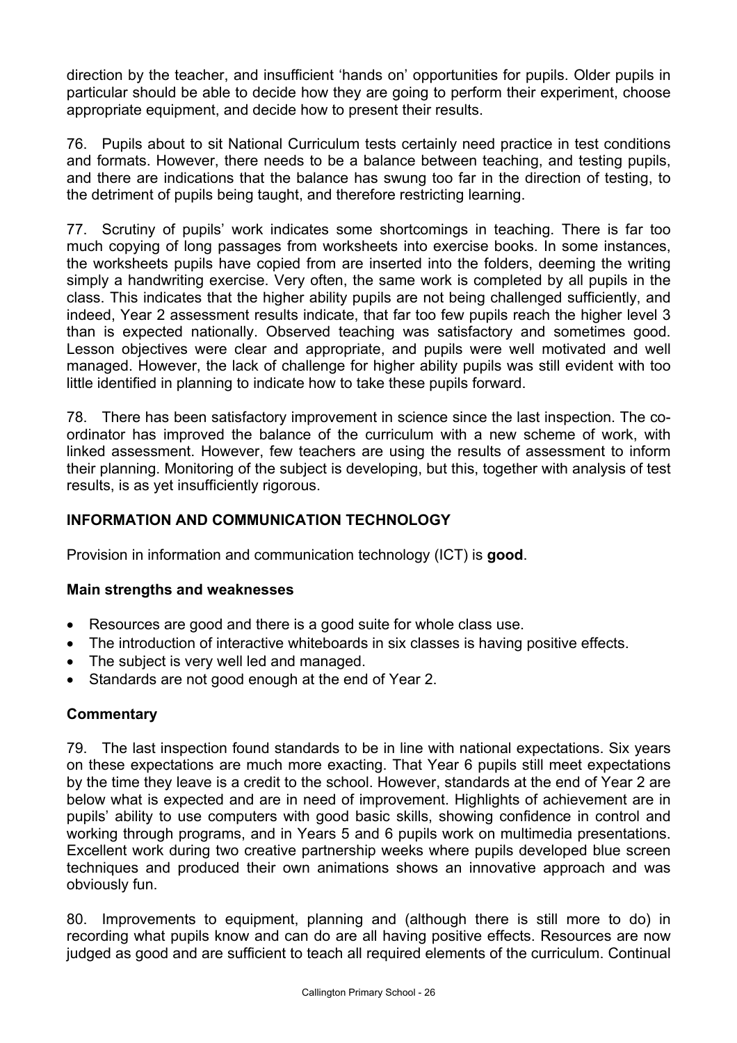direction by the teacher, and insufficient 'hands on' opportunities for pupils. Older pupils in particular should be able to decide how they are going to perform their experiment, choose appropriate equipment, and decide how to present their results.

76. Pupils about to sit National Curriculum tests certainly need practice in test conditions and formats. However, there needs to be a balance between teaching, and testing pupils, and there are indications that the balance has swung too far in the direction of testing, to the detriment of pupils being taught, and therefore restricting learning.

77. Scrutiny of pupils' work indicates some shortcomings in teaching. There is far too much copying of long passages from worksheets into exercise books. In some instances, the worksheets pupils have copied from are inserted into the folders, deeming the writing simply a handwriting exercise. Very often, the same work is completed by all pupils in the class. This indicates that the higher ability pupils are not being challenged sufficiently, and indeed, Year 2 assessment results indicate, that far too few pupils reach the higher level 3 than is expected nationally. Observed teaching was satisfactory and sometimes good. Lesson objectives were clear and appropriate, and pupils were well motivated and well managed. However, the lack of challenge for higher ability pupils was still evident with too little identified in planning to indicate how to take these pupils forward.

78. There has been satisfactory improvement in science since the last inspection. The co-ordinator has improved the balance of the curriculum with a new scheme of work, with linked assessment. However, few teachers are using the results of assessment to inform their planning. Monitoring of the subject is developing, but this, together with analysis of test results, is as yet insufficiently rigorous.

## INFORMATION AND COMMUNICATION TECHNOLOGY

Provision in information and communication technology (ICT) is **good**.

### Main strengths and weaknesses

- Resources are good and there is a good suite for whole class use.
- The introduction of interactive whiteboards in six classes is having positive effects.
- The subject is very well led and managed.
- Standards are not good enough at the end of Year 2.

### Commentary

79. The last inspection found standards to be in line with national expectations. Six years on these expectations are much more exacting. That Year 6 pupils still meet expectations by the time they leave is a credit to the school. However, standards at the end of Year 2 are below what is expected and are in need of improvement. Highlights of achievement are in pupils' ability to use computers with good basic skills, showing confidence in control and working through programs, and in Years 5 and 6 pupils work on multimedia presentations. Excellent work during two creative partnership weeks where pupils developed blue screen techniques and produced their own animations shows an innovative approach and was obviously fun.

80. Improvements to equipment, planning and (although there is still more to do) in recording what pupils know and can do are all having positive effects. Resources are now judged as good and are sufficient to teach all required elements of the curriculum. Continual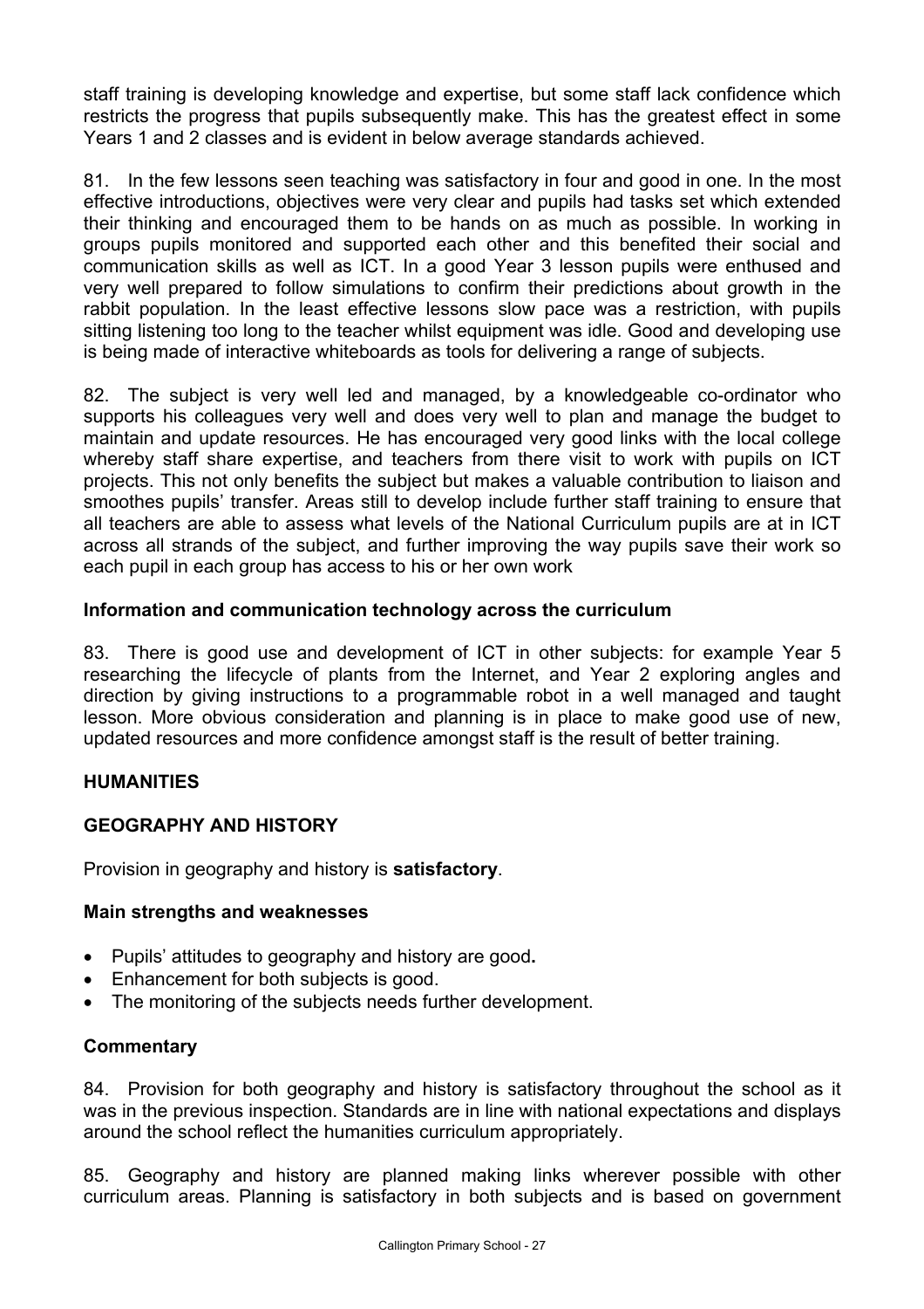staff training is developing knowledge and expertise, but some staff lack confidence which restricts the progress that pupils subsequently make. This has the greatest effect in some Years 1 and 2 classes and is evident in below average standards achieved.

81. In the few lessons seen teaching was satisfactory in four and good in one. In the most effective introductions, objectives were very clear and pupils had tasks set which extended their thinking and encouraged them to be hands on as much as possible. In working in groups pupils monitored and supported each other and this benefited their social and communication skills as well as ICT. In a good Year 3 lesson pupils were enthused and very well prepared to follow simulations to confirm their predictions about growth in the rabbit population. In the least effective lessons slow pace was a restriction, with pupils sitting listening too long to the teacher whilst equipment was idle. Good and developing use is being made of interactive whiteboards as tools for delivering a range of subjects.

82. The subject is very well led and managed, by a knowledgeable co-ordinator who supports his colleagues very well and does very well to plan and manage the budget to maintain and update resources. He has encouraged very good links with the local college whereby staff share expertise, and teachers from there visit to work with pupils on ICT projects. This not only benefits the subject but makes a valuable contribution to liaison and smoothes pupils' transfer. Areas still to develop include further staff training to ensure that all teachers are able to assess what levels of the National Curriculum pupils are at in ICT across all strands of the subject, and further improving the way pupils save their work so each pupil in each group has access to his or her own work

### Information and communication technology across the curriculum

83. There is good use and development of ICT in other subjects: for example Year 5 researching the lifecycle of plants from the Internet, and Year 2 exploring angles and direction by giving instructions to a programmable robot in a well managed and taught lesson. More obvious consideration and planning is in place to make good use of new, updated resources and more confidence amongst staff is the result of better training.

## HUMANITIES

## GEOGRAPHY AND HISTORY

Provision in geography and history is **satisfactory**.

### Main strengths and weaknesses

- Pupils' attitudes to geography and history are good**.**
- Enhancement for both subjects is good.
- The monitoring of the subjects needs further development.

### Commentary

84. Provision for both geography and history is satisfactory throughout the school as it was in the previous inspection. Standards are in line with national expectations and displays around the school reflect the humanities curriculum appropriately.

85. Geography and history are planned making links wherever possible with other curriculum areas. Planning is satisfactory in both subjects and is based on government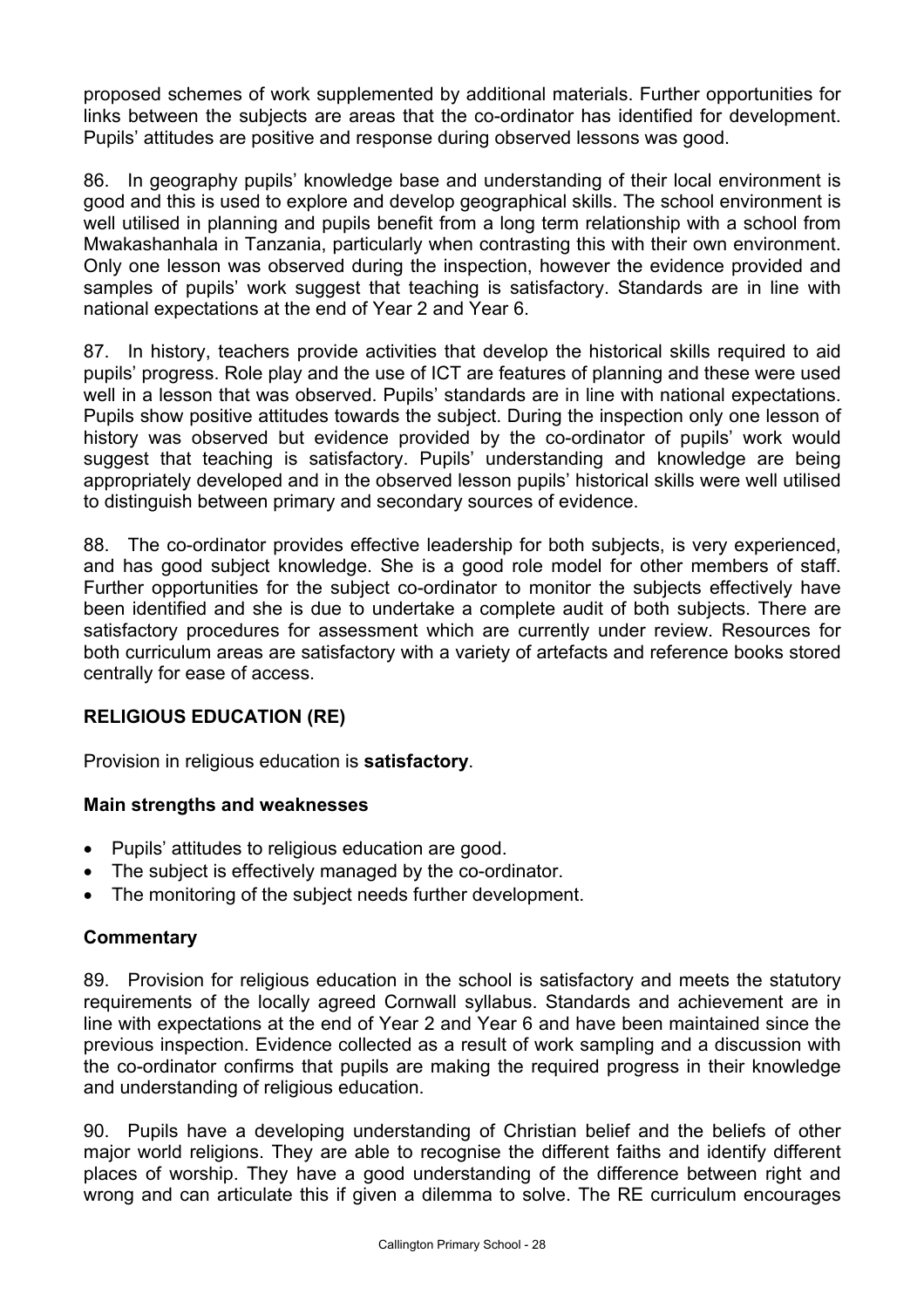proposed schemes of work supplemented by additional materials. Further opportunities for links between the subjects are areas that the co-ordinator has identified for development. Pupils' attitudes are positive and response during observed lessons was good.

86. In geography pupils' knowledge base and understanding of their local environment is good and this is used to explore and develop geographical skills. The school environment is well utilised in planning and pupils benefit from a long term relationship with a school from Mwakashanhala in Tanzania, particularly when contrasting this with their own environment. Only one lesson was observed during the inspection, however the evidence provided and samples of pupils' work suggest that teaching is satisfactory. Standards are in line with national expectations at the end of Year 2 and Year 6.

87. In history, teachers provide activities that develop the historical skills required to aid pupils' progress. Role play and the use of ICT are features of planning and these were used well in a lesson that was observed. Pupils' standards are in line with national expectations. Pupils show positive attitudes towards the subject. During the inspection only one lesson of history was observed but evidence provided by the co-ordinator of pupils' work would suggest that teaching is satisfactory. Pupils' understanding and knowledge are being appropriately developed and in the observed lesson pupils' historical skills were well utilised to distinguish between primary and secondary sources of evidence.

88. The co-ordinator provides effective leadership for both subjects, is very experienced, and has good subject knowledge. She is a good role model for other members of staff. Further opportunities for the subject co-ordinator to monitor the subjects effectively have been identified and she is due to undertake a complete audit of both subjects. There are satisfactory procedures for assessment which are currently under review. Resources for both curriculum areas are satisfactory with a variety of artefacts and reference books stored centrally for ease of access.

## RELIGIOUS EDUCATION (RE)

Provision in religious education is **satisfactory**.

### Main strengths and weaknesses

- Pupils' attitudes to religious education are good.
- The subject is effectively managed by the co-ordinator.
- The monitoring of the subject needs further development.

### Commentary

89. Provision for religious education in the school is satisfactory and meets the statutory requirements of the locally agreed Cornwall syllabus. Standards and achievement are in line with expectations at the end of Year 2 and Year 6 and have been maintained since the previous inspection. Evidence collected as a result of work sampling and a discussion with the co-ordinator confirms that pupils are making the required progress in their knowledge and understanding of religious education.

90. Pupils have a developing understanding of Christian belief and the beliefs of other major world religions. They are able to recognise the different faiths and identify different places of worship. They have a good understanding of the difference between right and wrong and can articulate this if given a dilemma to solve. The RE curriculum encourages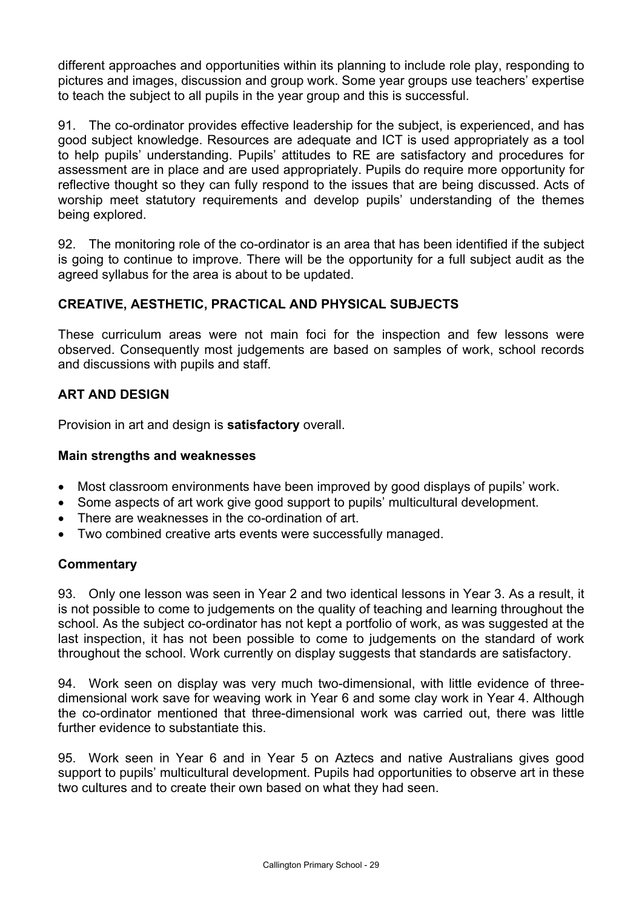different approaches and opportunities within its planning to include role play, responding to pictures and images, discussion and group work. Some year groups use teachers' expertise to teach the subject to all pupils in the year group and this is successful.

91. The co-ordinator provides effective leadership for the subject, is experienced, and has good subject knowledge. Resources are adequate and ICT is used appropriately as a tool to help pupils' understanding. Pupils' attitudes to RE are satisfactory and procedures for assessment are in place and are used appropriately. Pupils do require more opportunity for reflective thought so they can fully respond to the issues that are being discussed. Acts of worship meet statutory requirements and develop pupils' understanding of the themes being explored.

92. The monitoring role of the co-ordinator is an area that has been identified if the subject is going to continue to improve. There will be the opportunity for a full subject audit as the agreed syllabus for the area is about to be updated.

## CREATIVE, AESTHETIC, PRACTICAL AND PHYSICAL SUBJECTS

These curriculum areas were not main foci for the inspection and few lessons were observed. Consequently most judgements are based on samples of work, school records and discussions with pupils and staff.

## ART AND DESIGN

Provision in art and design is **satisfactory** overall.

### Main strengths and weaknesses

- Most classroom environments have been improved by good displays of pupils' work.
- Some aspects of art work give good support to pupils' multicultural development.
- There are weaknesses in the co-ordination of art.
- Two combined creative arts events were successfully managed.

### Commentary

93. Only one lesson was seen in Year 2 and two identical lessons in Year 3. As a result, it is not possible to come to judgements on the quality of teaching and learning throughout the school. As the subject co-ordinator has not kept a portfolio of work, as was suggested at the last inspection, it has not been possible to come to judgements on the standard of work throughout the school. Work currently on display suggests that standards are satisfactory.

94. Work seen on display was very much two-dimensional, with little evidence of three-dimensional work save for weaving work in Year 6 and some clay work in Year 4. Although the co-ordinator mentioned that three-dimensional work was carried out, there was little further evidence to substantiate this.

95. Work seen in Year 6 and in Year 5 on Aztecs and native Australians gives good support to pupils' multicultural development. Pupils had opportunities to observe art in these two cultures and to create their own based on what they had seen.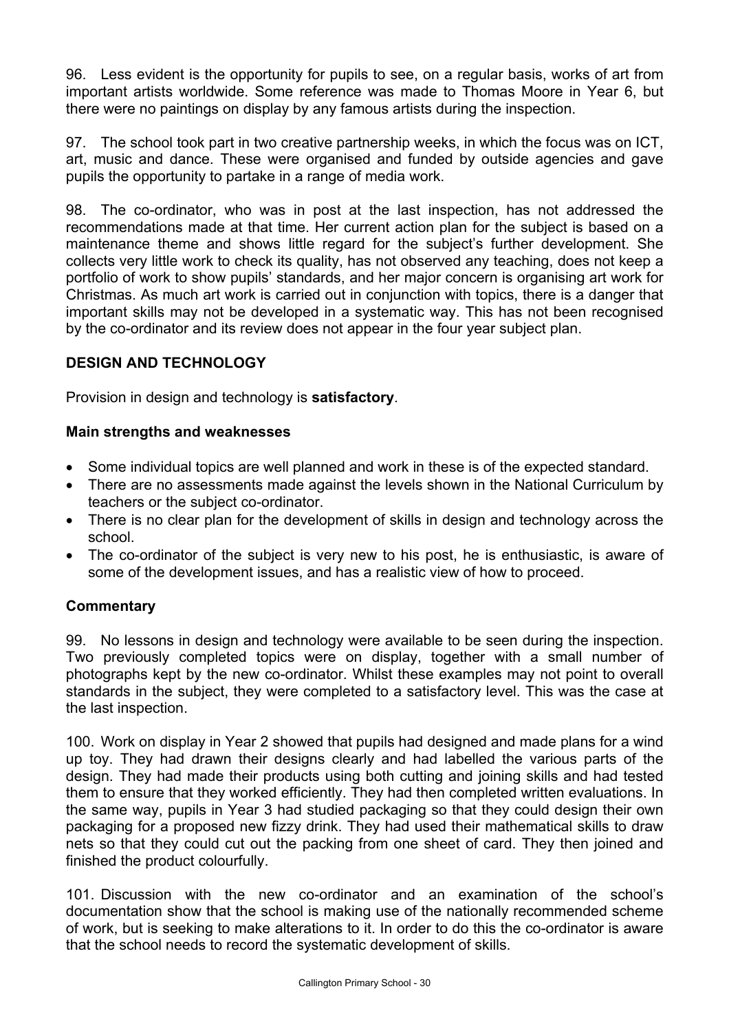96. Less evident is the opportunity for pupils to see, on a regular basis, works of art from important artists worldwide. Some reference was made to Thomas Moore in Year 6, but there were no paintings on display by any famous artists during the inspection.

97. The school took part in two creative partnership weeks, in which the focus was on ICT, art, music and dance. These were organised and funded by outside agencies and gave pupils the opportunity to partake in a range of media work.

98. The co-ordinator, who was in post at the last inspection, has not addressed the recommendations made at that time. Her current action plan for the subject is based on a maintenance theme and shows little regard for the subject's further development. She collects very little work to check its quality, has not observed any teaching, does not keep a portfolio of work to show pupils' standards, and her major concern is organising art work for Christmas. As much art work is carried out in conjunction with topics, there is a danger that important skills may not be developed in a systematic way. This has not been recognised by the co-ordinator and its review does not appear in the four year subject plan.

## DESIGN AND TECHNOLOGY

Provision in design and technology is **satisfactory**.

### Main strengths and weaknesses

- Some individual topics are well planned and work in these is of the expected standard.
- There are no assessments made against the levels shown in the National Curriculum by teachers or the subject co-ordinator.
- There is no clear plan for the development of skills in design and technology across the school.
- The co-ordinator of the subject is very new to his post, he is enthusiastic, is aware of some of the development issues, and has a realistic view of how to proceed.

### Commentary

99. No lessons in design and technology were available to be seen during the inspection. Two previously completed topics were on display, together with a small number of photographs kept by the new co-ordinator. Whilst these examples may not point to overall standards in the subject, they were completed to a satisfactory level. This was the case at the last inspection.

100. Work on display in Year 2 showed that pupils had designed and made plans for a wind up toy. They had drawn their designs clearly and had labelled the various parts of the design. They had made their products using both cutting and joining skills and had tested them to ensure that they worked efficiently. They had then completed written evaluations. In the same way, pupils in Year 3 had studied packaging so that they could design their own packaging for a proposed new fizzy drink. They had used their mathematical skills to draw nets so that they could cut out the packing from one sheet of card. They then joined and finished the product colourfully.

101. Discussion with the new co-ordinator and an examination of the school's documentation show that the school is making use of the nationally recommended scheme of work, but is seeking to make alterations to it. In order to do this the co-ordinator is aware that the school needs to record the systematic development of skills.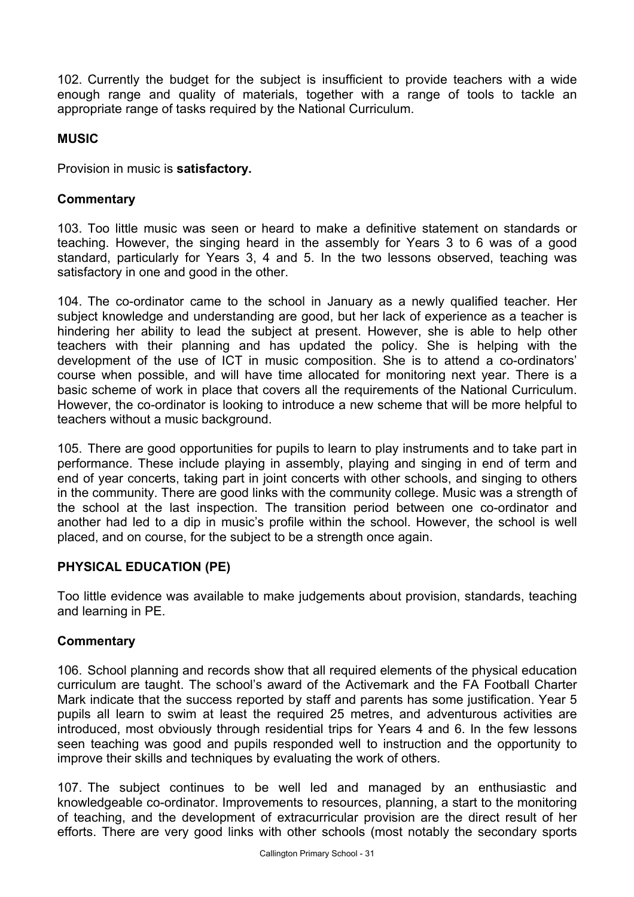102. Currently the budget for the subject is insufficient to provide teachers with a wide enough range and quality of materials, together with a range of tools to tackle an appropriate range of tasks required by the National Curriculum.

## MUSIC

Provision in music is **satisfactory.**

### Commentary

103. Too little music was seen or heard to make a definitive statement on standards or teaching. However, the singing heard in the assembly for Years 3 to 6 was of a good standard, particularly for Years 3, 4 and 5. In the two lessons observed, teaching was satisfactory in one and good in the other.

104. The co-ordinator came to the school in January as a newly qualified teacher. Her subject knowledge and understanding are good, but her lack of experience as a teacher is hindering her ability to lead the subject at present. However, she is able to help other teachers with their planning and has updated the policy. She is helping with the development of the use of ICT in music composition. She is to attend a co-ordinators' course when possible, and will have time allocated for monitoring next year. There is a basic scheme of work in place that covers all the requirements of the National Curriculum. However, the co-ordinator is looking to introduce a new scheme that will be more helpful to teachers without a music background.

105. There are good opportunities for pupils to learn to play instruments and to take part in performance. These include playing in assembly, playing and singing in end of term and end of year concerts, taking part in joint concerts with other schools, and singing to others in the community. There are good links with the community college. Music was a strength of the school at the last inspection. The transition period between one co-ordinator and another had led to a dip in music's profile within the school. However, the school is well placed, and on course, for the subject to be a strength once again.

## PHYSICAL EDUCATION (PE)

Too little evidence was available to make judgements about provision, standards, teaching and learning in PE.

### Commentary

106. School planning and records show that all required elements of the physical education curriculum are taught. The school's award of the Activemark and the FA Football Charter Mark indicate that the success reported by staff and parents has some justification. Year 5 pupils all learn to swim at least the required 25 metres, and adventurous activities are introduced, most obviously through residential trips for Years 4 and 6. In the few lessons seen teaching was good and pupils responded well to instruction and the opportunity to improve their skills and techniques by evaluating the work of others.

107. The subject continues to be well led and managed by an enthusiastic and knowledgeable co-ordinator. Improvements to resources, planning, a start to the monitoring of teaching, and the development of extracurricular provision are the direct result of her efforts. There are very good links with other schools (most notably the secondary sports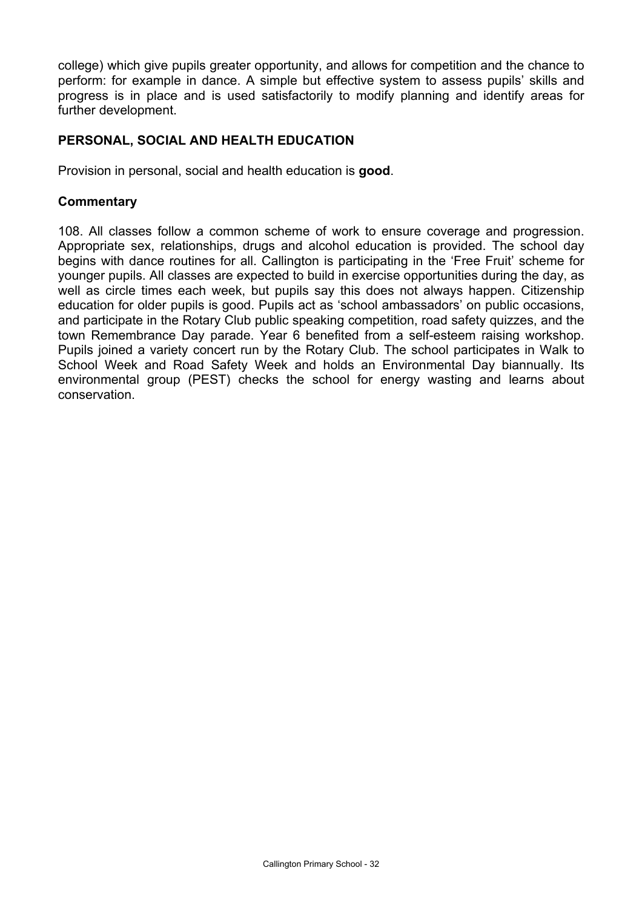college) which give pupils greater opportunity, and allows for competition and the chance to perform: for example in dance. A simple but effective system to assess pupils' skills and progress is in place and is used satisfactorily to modify planning and identify areas for further development.

## PERSONAL, SOCIAL AND HEALTH EDUCATION

Provision in personal, social and health education is **good**.

### Commentary

108. All classes follow a common scheme of work to ensure coverage and progression. Appropriate sex, relationships, drugs and alcohol education is provided. The school day begins with dance routines for all. Callington is participating in the 'Free Fruit' scheme for younger pupils. All classes are expected to build in exercise opportunities during the day, as well as circle times each week, but pupils say this does not always happen. Citizenship education for older pupils is good. Pupils act as 'school ambassadors' on public occasions, and participate in the Rotary Club public speaking competition, road safety quizzes, and the town Remembrance Day parade. Year 6 benefited from a self-esteem raising workshop. Pupils joined a variety concert run by the Rotary Club. The school participates in Walk to School Week and Road Safety Week and holds an Environmental Day biannually. Its environmental group (PEST) checks the school for energy wasting and learns about conservation.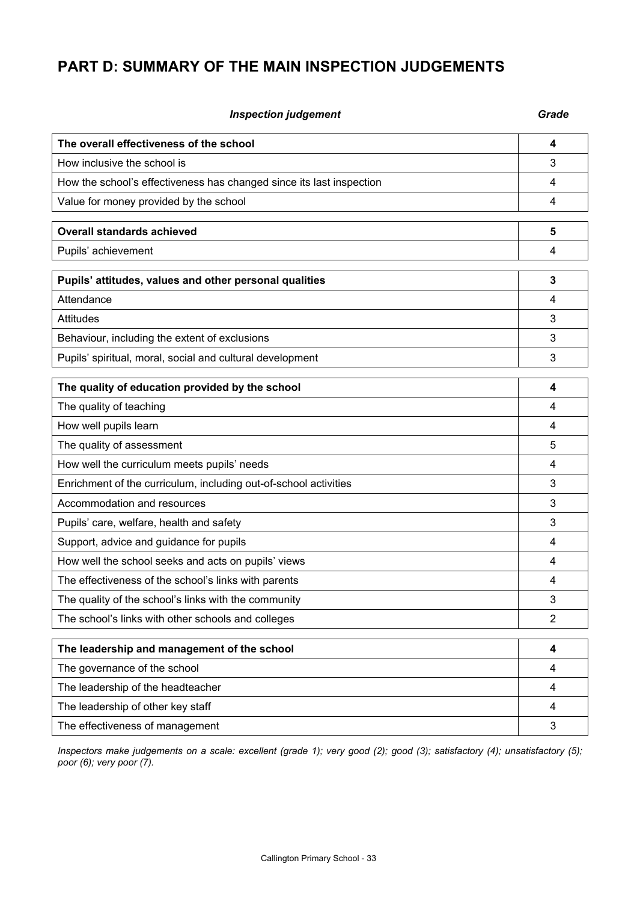# PART D: SUMMARY OF THE MAIN INSPECTION JUDGEMENTS

| *Inspection judgement* | *Grade* |
|---|---|
| **The overall effectiveness of the school** | **4** |
| How inclusive the school is | 3 |
| How the school's effectiveness has changed since its last inspection | 4 |
| Value for money provided by the school | 4 |
| **Overall standards achieved** | **5** |
| Pupils' achievement | 4 |
| **Pupils' attitudes, values and other personal qualities** | **3** |
| Attendance | 4 |
| Attitudes | 3 |
| Behaviour, including the extent of exclusions | 3 |
| Pupils' spiritual, moral, social and cultural development | 3 |
| **The quality of education provided by the school** | **4** |
| The quality of teaching | 4 |
| How well pupils learn | 4 |
| The quality of assessment | 5 |
| How well the curriculum meets pupils' needs | 4 |
| Enrichment of the curriculum, including out-of-school activities | 3 |
| Accommodation and resources | 3 |
| Pupils' care, welfare, health and safety | 3 |
| Support, advice and guidance for pupils | 4 |
| How well the school seeks and acts on pupils' views | 4 |
| The effectiveness of the school's links with parents | 4 |
| The quality of the school's links with the community | 3 |
| The school's links with other schools and colleges | 2 |
| **The leadership and management of the school** | **4** |
| The governance of the school | 4 |
| The leadership of the headteacher | 4 |
| The leadership of other key staff | 4 |
| The effectiveness of management | 3 |

*Inspectors make judgements on a scale: excellent (grade 1); very good (2); good (3); satisfactory (4); unsatisfactory (5); poor (6); very poor (7).*